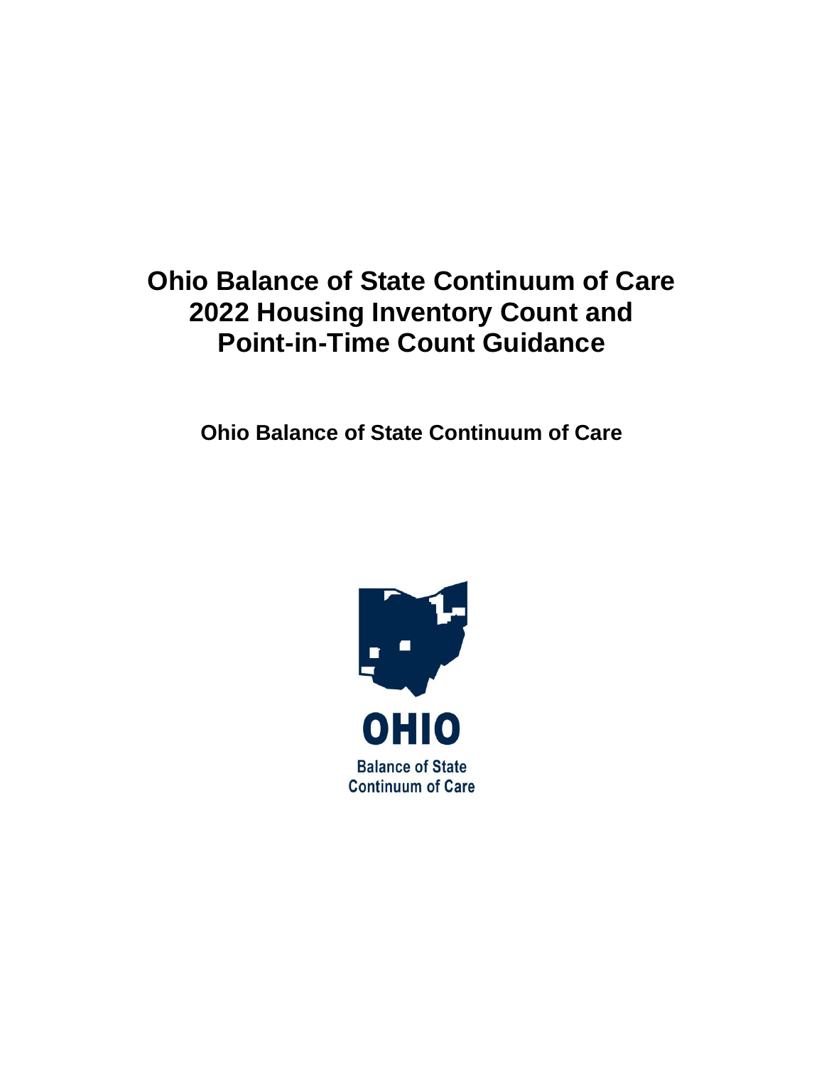# Ohio Balance of State Continuum of Care 2022 Housing Inventory Count and Point-in-Time Count Guidance

**Ohio Balance of State Continuum of Care**

OHIO

Balance of State
Continuum of Care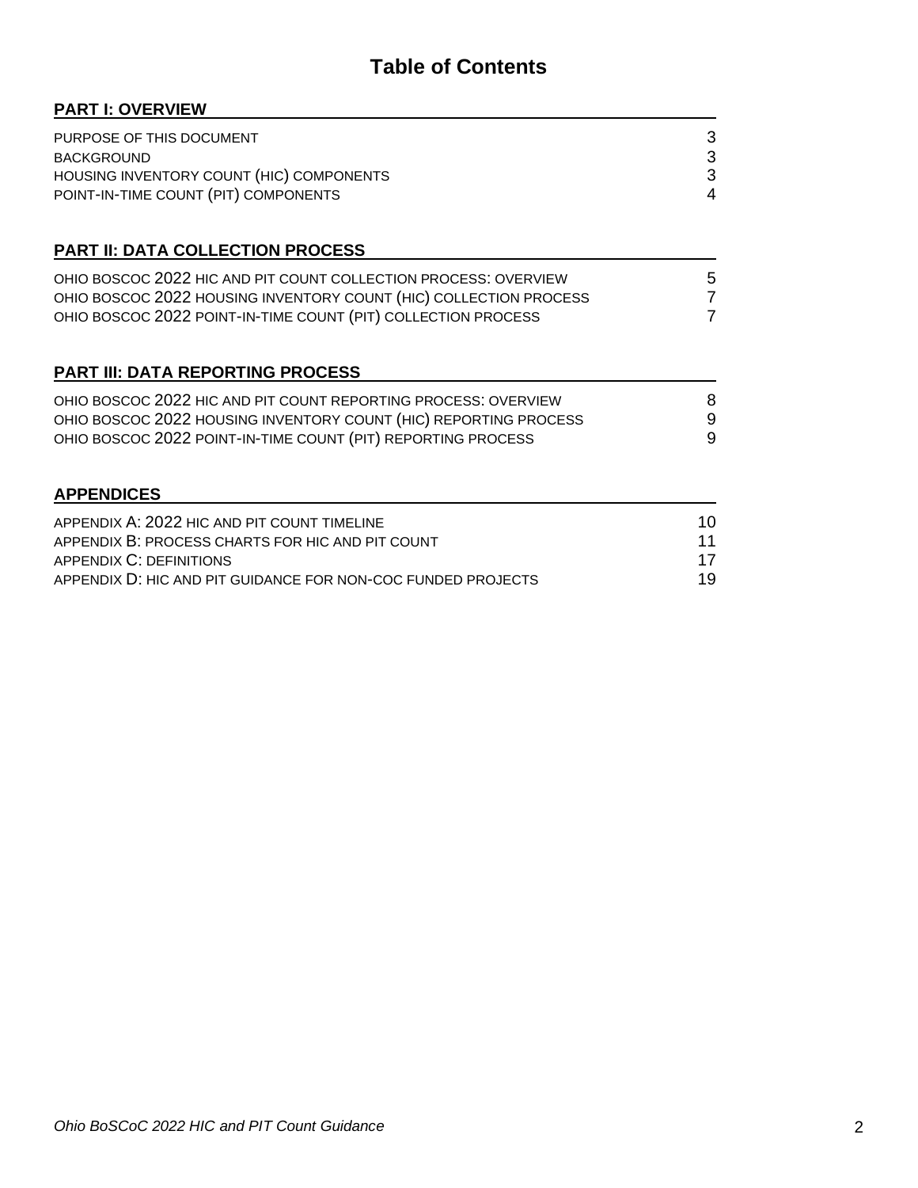# Table of Contents

## PART I: OVERVIEW

| | |
|---|---|
| PURPOSE OF THIS DOCUMENT | 3 |
| BACKGROUND | 3 |
| HOUSING INVENTORY COUNT (HIC) COMPONENTS | 3 |
| POINT-IN-TIME COUNT (PIT) COMPONENTS | 4 |

## PART II: DATA COLLECTION PROCESS

| | |
|---|---|
| OHIO BOSCOC 2022 HIC AND PIT COUNT COLLECTION PROCESS: OVERVIEW | 5 |
| OHIO BOSCOC 2022 HOUSING INVENTORY COUNT (HIC) COLLECTION PROCESS | 7 |
| OHIO BOSCOC 2022 POINT-IN-TIME COUNT (PIT) COLLECTION PROCESS | 7 |

## PART III: DATA REPORTING PROCESS

| | |
|---|---|
| OHIO BOSCOC 2022 HIC AND PIT COUNT REPORTING PROCESS: OVERVIEW | 8 |
| OHIO BOSCOC 2022 HOUSING INVENTORY COUNT (HIC) REPORTING PROCESS | 9 |
| OHIO BOSCOC 2022 POINT-IN-TIME COUNT (PIT) REPORTING PROCESS | 9 |

## APPENDICES

| | |
|---|---|
| APPENDIX A: 2022 HIC AND PIT COUNT TIMELINE | 10 |
| APPENDIX B: PROCESS CHARTS FOR HIC AND PIT COUNT | 11 |
| APPENDIX C: DEFINITIONS | 17 |
| APPENDIX D: HIC AND PIT GUIDANCE FOR NON-COC FUNDED PROJECTS | 19 |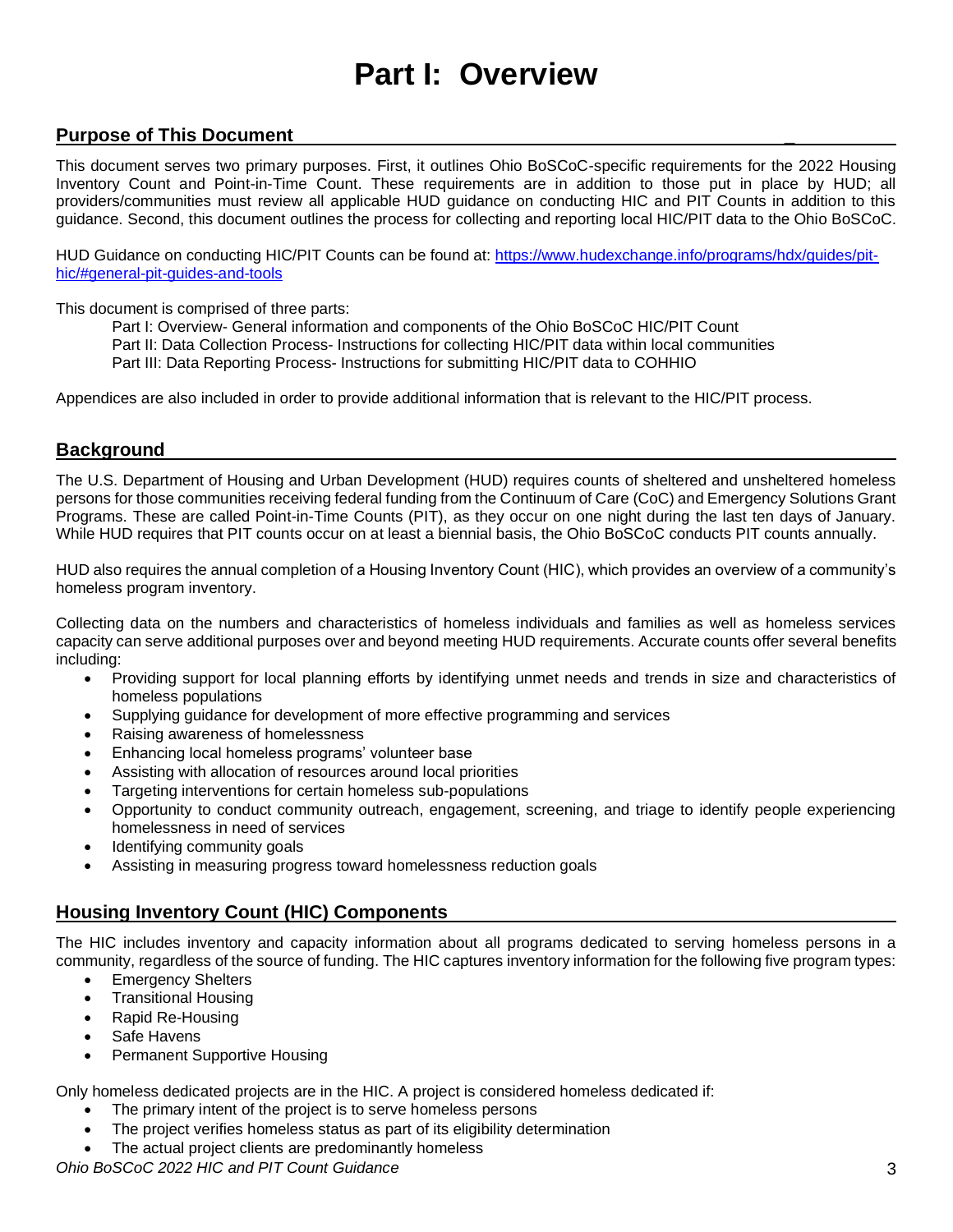# Part I: Overview

## Purpose of This Document

This document serves two primary purposes. First, it outlines Ohio BoSCoC-specific requirements for the 2022 Housing Inventory Count and Point-in-Time Count. These requirements are in addition to those put in place by HUD; all providers/communities must review all applicable HUD guidance on conducting HIC and PIT Counts in addition to this guidance. Second, this document outlines the process for collecting and reporting local HIC/PIT data to the Ohio BoSCoC.

HUD Guidance on conducting HIC/PIT Counts can be found at: https://www.hudexchange.info/programs/hdx/guides/pit-hic/#general-pit-guides-and-tools

This document is comprised of three parts:

Part I: Overview- General information and components of the Ohio BoSCoC HIC/PIT Count
Part II: Data Collection Process- Instructions for collecting HIC/PIT data within local communities
Part III: Data Reporting Process- Instructions for submitting HIC/PIT data to COHHIO

Appendices are also included in order to provide additional information that is relevant to the HIC/PIT process.

## Background

The U.S. Department of Housing and Urban Development (HUD) requires counts of sheltered and unsheltered homeless persons for those communities receiving federal funding from the Continuum of Care (CoC) and Emergency Solutions Grant Programs. These are called Point-in-Time Counts (PIT), as they occur on one night during the last ten days of January. While HUD requires that PIT counts occur on at least a biennial basis, the Ohio BoSCoC conducts PIT counts annually.

HUD also requires the annual completion of a Housing Inventory Count (HIC), which provides an overview of a community's homeless program inventory.

Collecting data on the numbers and characteristics of homeless individuals and families as well as homeless services capacity can serve additional purposes over and beyond meeting HUD requirements. Accurate counts offer several benefits including:

- Providing support for local planning efforts by identifying unmet needs and trends in size and characteristics of homeless populations
- Supplying guidance for development of more effective programming and services
- Raising awareness of homelessness
- Enhancing local homeless programs' volunteer base
- Assisting with allocation of resources around local priorities
- Targeting interventions for certain homeless sub-populations
- Opportunity to conduct community outreach, engagement, screening, and triage to identify people experiencing homelessness in need of services
- Identifying community goals
- Assisting in measuring progress toward homelessness reduction goals

## Housing Inventory Count (HIC) Components

The HIC includes inventory and capacity information about all programs dedicated to serving homeless persons in a community, regardless of the source of funding. The HIC captures inventory information for the following five program types:

- Emergency Shelters
- Transitional Housing
- Rapid Re-Housing
- Safe Havens
- Permanent Supportive Housing

Only homeless dedicated projects are in the HIC. A project is considered homeless dedicated if:

- The primary intent of the project is to serve homeless persons
- The project verifies homeless status as part of its eligibility determination
- The actual project clients are predominantly homeless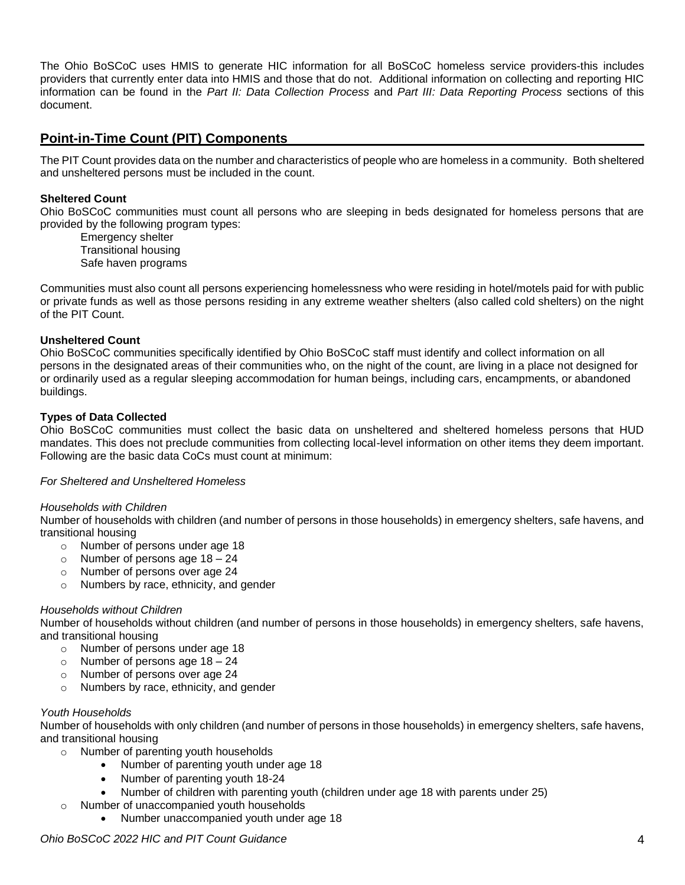The Ohio BoSCoC uses HMIS to generate HIC information for all BoSCoC homeless service providers-this includes providers that currently enter data into HMIS and those that do not. Additional information on collecting and reporting HIC information can be found in the *Part II: Data Collection Process* and *Part III: Data Reporting Process* sections of this document.

## Point-in-Time Count (PIT) Components

The PIT Count provides data on the number and characteristics of people who are homeless in a community. Both sheltered and unsheltered persons must be included in the count.

**Sheltered Count**

Ohio BoSCoC communities must count all persons who are sleeping in beds designated for homeless persons that are provided by the following program types:

Emergency shelter
Transitional housing
Safe haven programs

Communities must also count all persons experiencing homelessness who were residing in hotel/motels paid for with public or private funds as well as those persons residing in any extreme weather shelters (also called cold shelters) on the night of the PIT Count.

**Unsheltered Count**

Ohio BoSCoC communities specifically identified by Ohio BoSCoC staff must identify and collect information on all persons in the designated areas of their communities who, on the night of the count, are living in a place not designed for or ordinarily used as a regular sleeping accommodation for human beings, including cars, encampments, or abandoned buildings.

**Types of Data Collected**

Ohio BoSCoC communities must collect the basic data on unsheltered and sheltered homeless persons that HUD mandates. This does not preclude communities from collecting local-level information on other items they deem important. Following are the basic data CoCs must count at minimum:

*For Sheltered and Unsheltered Homeless*

*Households with Children*

Number of households with children (and number of persons in those households) in emergency shelters, safe havens, and transitional housing

- Number of persons under age 18
- Number of persons age 18 – 24
- Number of persons over age 24
- Numbers by race, ethnicity, and gender

*Households without Children*

Number of households without children (and number of persons in those households) in emergency shelters, safe havens, and transitional housing

- Number of persons under age 18
- Number of persons age 18 – 24
- Number of persons over age 24
- Numbers by race, ethnicity, and gender

*Youth Households*

Number of households with only children (and number of persons in those households) in emergency shelters, safe havens, and transitional housing

- Number of parenting youth households
  - Number of parenting youth under age 18
  - Number of parenting youth 18-24
  - Number of children with parenting youth (children under age 18 with parents under 25)
- Number of unaccompanied youth households
  - Number unaccompanied youth under age 18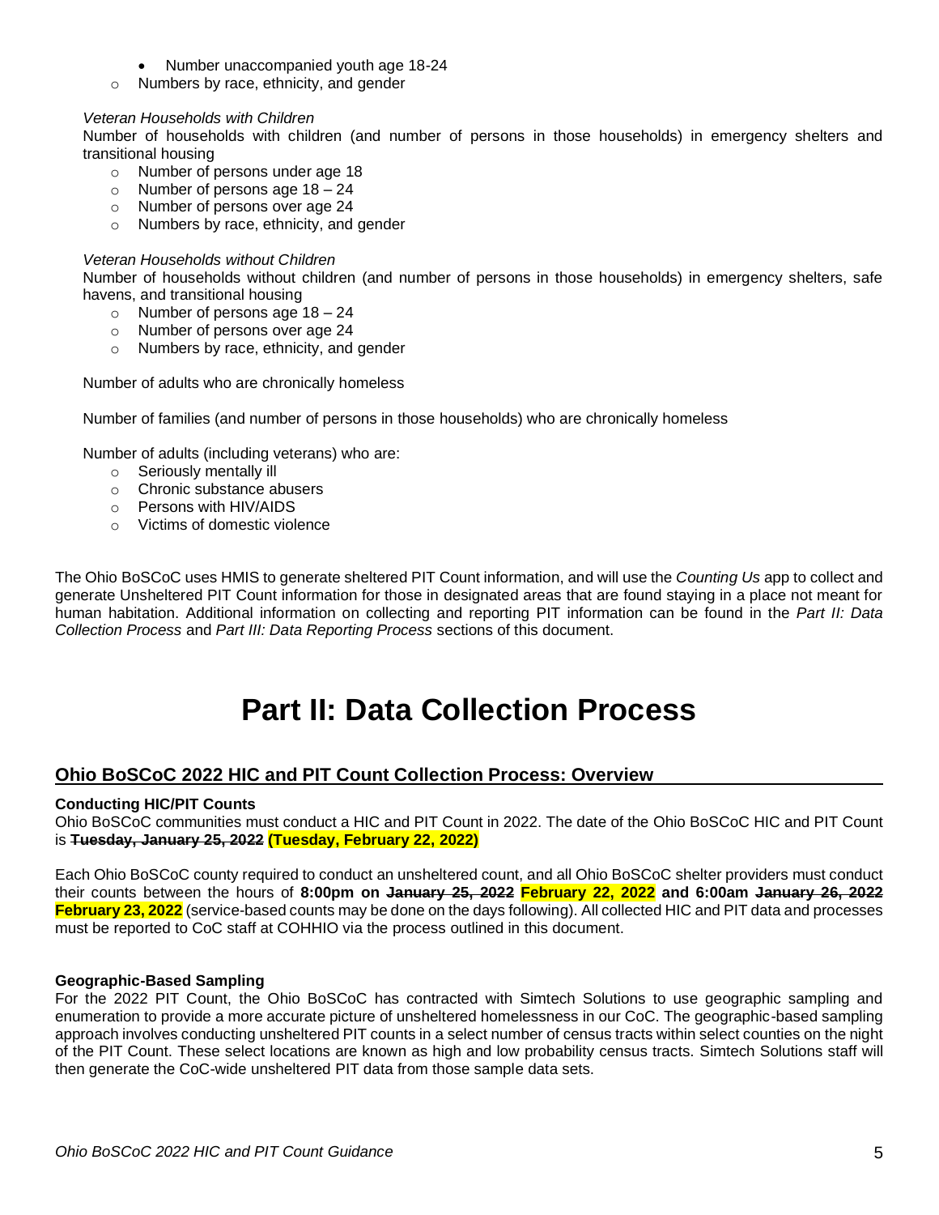- Number unaccompanied youth age 18-24
  - Numbers by race, ethnicity, and gender

*Veteran Households with Children*
Number of households with children (and number of persons in those households) in emergency shelters and transitional housing

- Number of persons under age 18
- Number of persons age 18 – 24
- Number of persons over age 24
- Numbers by race, ethnicity, and gender

*Veteran Households without Children*
Number of households without children (and number of persons in those households) in emergency shelters, safe havens, and transitional housing

- Number of persons age 18 – 24
- Number of persons over age 24
- Numbers by race, ethnicity, and gender

Number of adults who are chronically homeless

Number of families (and number of persons in those households) who are chronically homeless

Number of adults (including veterans) who are:

- Seriously mentally ill
- Chronic substance abusers
- Persons with HIV/AIDS
- Victims of domestic violence

The Ohio BoSCoC uses HMIS to generate sheltered PIT Count information, and will use the *Counting Us* app to collect and generate Unsheltered PIT Count information for those in designated areas that are found staying in a place not meant for human habitation. Additional information on collecting and reporting PIT information can be found in the *Part II: Data Collection Process* and *Part III: Data Reporting Process* sections of this document.

# Part II: Data Collection Process

## Ohio BoSCoC 2022 HIC and PIT Count Collection Process: Overview

**Conducting HIC/PIT Counts**
Ohio BoSCoC communities must conduct a HIC and PIT Count in 2022. The date of the Ohio BoSCoC HIC and PIT Count is ~~**Tuesday, January 25, 2022**~~ **(Tuesday, February 22, 2022)**

Each Ohio BoSCoC county required to conduct an unsheltered count, and all Ohio BoSCoC shelter providers must conduct their counts between the hours of **8:00pm on** ~~**January 25, 2022**~~ **February 22, 2022 and 6:00am** ~~**January 26, 2022**~~ **February 23, 2022** (service-based counts may be done on the days following). All collected HIC and PIT data and processes must be reported to CoC staff at COHHIO via the process outlined in this document.

**Geographic-Based Sampling**
For the 2022 PIT Count, the Ohio BoSCoC has contracted with Simtech Solutions to use geographic sampling and enumeration to provide a more accurate picture of unsheltered homelessness in our CoC. The geographic-based sampling approach involves conducting unsheltered PIT counts in a select number of census tracts within select counties on the night of the PIT Count. These select locations are known as high and low probability census tracts. Simtech Solutions staff will then generate the CoC-wide unsheltered PIT data from those sample data sets.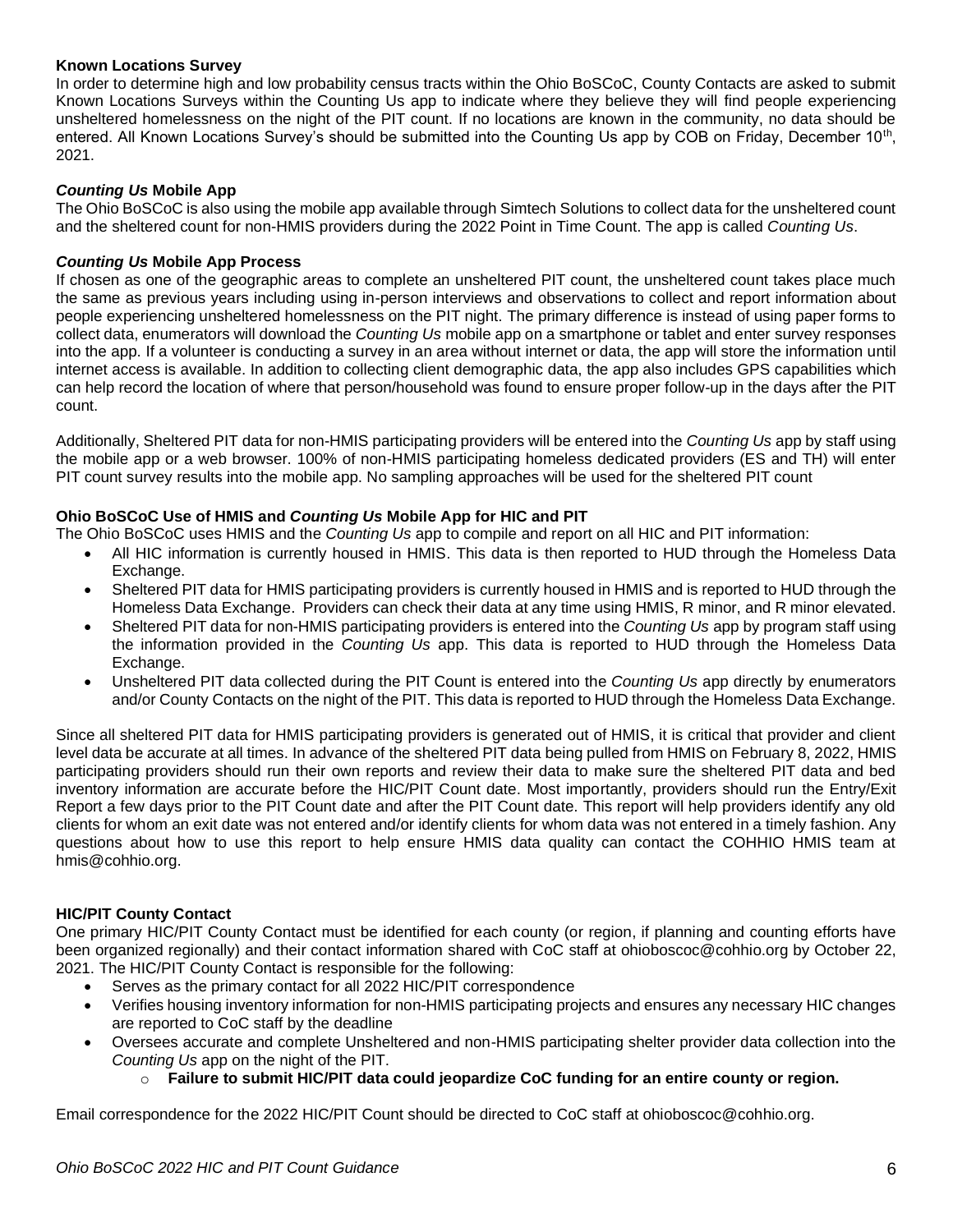### Known Locations Survey

In order to determine high and low probability census tracts within the Ohio BoSCoC, County Contacts are asked to submit Known Locations Surveys within the Counting Us app to indicate where they believe they will find people experiencing unsheltered homelessness on the night of the PIT count. If no locations are known in the community, no data should be entered. All Known Locations Survey's should be submitted into the Counting Us app by COB on Friday, December 10th, 2021.

### *Counting Us* Mobile App

The Ohio BoSCoC is also using the mobile app available through Simtech Solutions to collect data for the unsheltered count and the sheltered count for non-HMIS providers during the 2022 Point in Time Count. The app is called *Counting Us*.

### *Counting Us* Mobile App Process

If chosen as one of the geographic areas to complete an unsheltered PIT count, the unsheltered count takes place much the same as previous years including using in-person interviews and observations to collect and report information about people experiencing unsheltered homelessness on the PIT night. The primary difference is instead of using paper forms to collect data, enumerators will download the *Counting Us* mobile app on a smartphone or tablet and enter survey responses into the app. If a volunteer is conducting a survey in an area without internet or data, the app will store the information until internet access is available. In addition to collecting client demographic data, the app also includes GPS capabilities which can help record the location of where that person/household was found to ensure proper follow-up in the days after the PIT count.

Additionally, Sheltered PIT data for non-HMIS participating providers will be entered into the *Counting Us* app by staff using the mobile app or a web browser. 100% of non-HMIS participating homeless dedicated providers (ES and TH) will enter PIT count survey results into the mobile app. No sampling approaches will be used for the sheltered PIT count

### Ohio BoSCoC Use of HMIS and *Counting Us* Mobile App for HIC and PIT

The Ohio BoSCoC uses HMIS and the *Counting Us* app to compile and report on all HIC and PIT information:

- All HIC information is currently housed in HMIS. This data is then reported to HUD through the Homeless Data Exchange.
- Sheltered PIT data for HMIS participating providers is currently housed in HMIS and is reported to HUD through the Homeless Data Exchange. Providers can check their data at any time using HMIS, R minor, and R minor elevated.
- Sheltered PIT data for non-HMIS participating providers is entered into the *Counting Us* app by program staff using the information provided in the *Counting Us* app. This data is reported to HUD through the Homeless Data Exchange.
- Unsheltered PIT data collected during the PIT Count is entered into the *Counting Us* app directly by enumerators and/or County Contacts on the night of the PIT. This data is reported to HUD through the Homeless Data Exchange.

Since all sheltered PIT data for HMIS participating providers is generated out of HMIS, it is critical that provider and client level data be accurate at all times. In advance of the sheltered PIT data being pulled from HMIS on February 8, 2022, HMIS participating providers should run their own reports and review their data to make sure the sheltered PIT data and bed inventory information are accurate before the HIC/PIT Count date. Most importantly, providers should run the Entry/Exit Report a few days prior to the PIT Count date and after the PIT Count date. This report will help providers identify any old clients for whom an exit date was not entered and/or identify clients for whom data was not entered in a timely fashion. Any questions about how to use this report to help ensure HMIS data quality can contact the COHHIO HMIS team at hmis@cohhio.org.

### HIC/PIT County Contact

One primary HIC/PIT County Contact must be identified for each county (or region, if planning and counting efforts have been organized regionally) and their contact information shared with CoC staff at ohioboscoc@cohhio.org by October 22, 2021. The HIC/PIT County Contact is responsible for the following:

- Serves as the primary contact for all 2022 HIC/PIT correspondence
- Verifies housing inventory information for non-HMIS participating projects and ensures any necessary HIC changes are reported to CoC staff by the deadline
- Oversees accurate and complete Unsheltered and non-HMIS participating shelter provider data collection into the *Counting Us* app on the night of the PIT.
    - **Failure to submit HIC/PIT data could jeopardize CoC funding for an entire county or region.**

Email correspondence for the 2022 HIC/PIT Count should be directed to CoC staff at ohioboscoc@cohhio.org.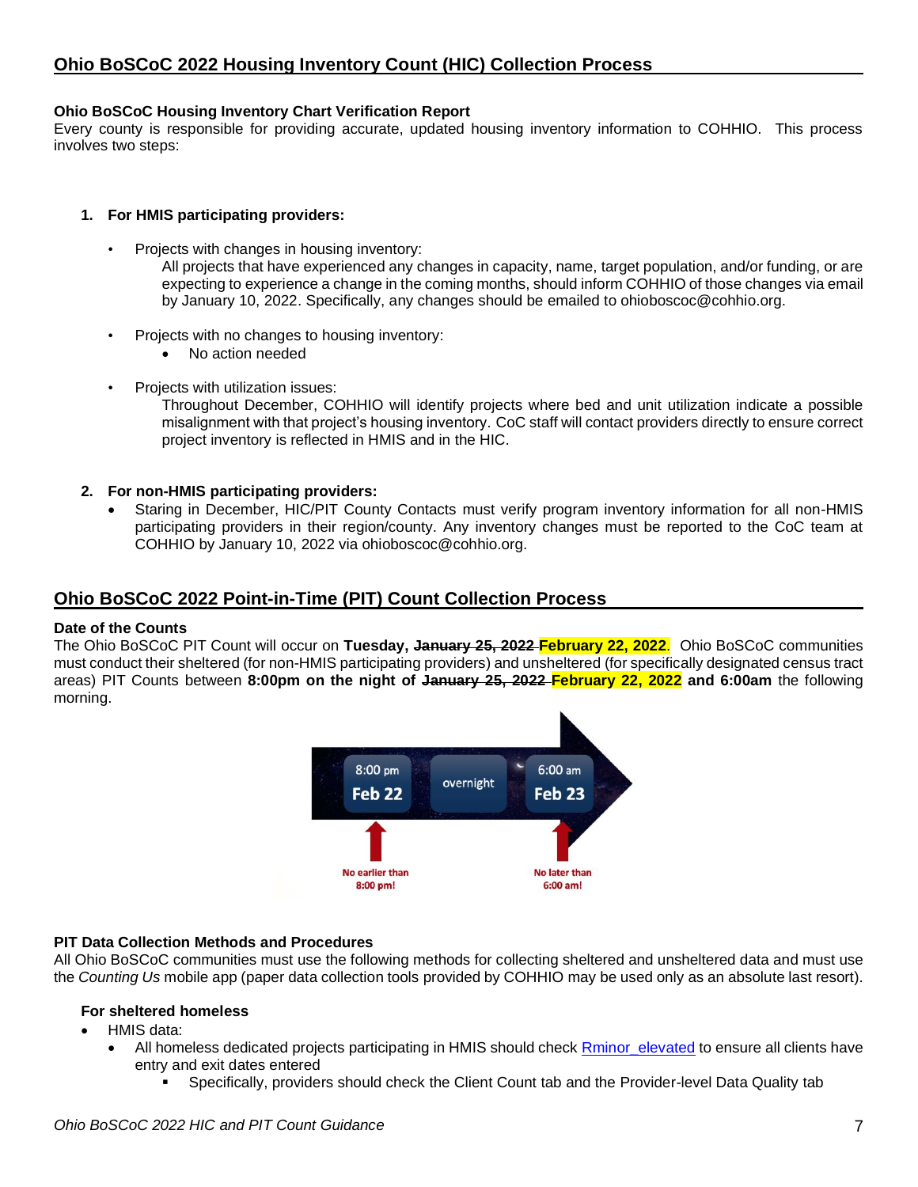## Ohio BoSCoC 2022 Housing Inventory Count (HIC) Collection Process

**Ohio BoSCoC Housing Inventory Chart Verification Report**
Every county is responsible for providing accurate, updated housing inventory information to COHHIO. This process involves two steps:

1. **For HMIS participating providers:**
   - Projects with changes in housing inventory:
     All projects that have experienced any changes in capacity, name, target population, and/or funding, or are expecting to experience a change in the coming months, should inform COHHIO of those changes via email by January 10, 2022. Specifically, any changes should be emailed to ohioboscoc@cohhio.org.
   - Projects with no changes to housing inventory:
     - No action needed
   - Projects with utilization issues:
     Throughout December, COHHIO will identify projects where bed and unit utilization indicate a possible misalignment with that project's housing inventory. CoC staff will contact providers directly to ensure correct project inventory is reflected in HMIS and in the HIC.

2. **For non-HMIS participating providers:**
   - Staring in December, HIC/PIT County Contacts must verify program inventory information for all non-HMIS participating providers in their region/county. Any inventory changes must be reported to the CoC team at COHHIO by January 10, 2022 via ohioboscoc@cohhio.org.

## Ohio BoSCoC 2022 Point-in-Time (PIT) Count Collection Process

**Date of the Counts**
The Ohio BoSCoC PIT Count will occur on **Tuesday, ~~January 25, 2022~~ February 22, 2022**. Ohio BoSCoC communities must conduct their sheltered (for non-HMIS participating providers) and unsheltered (for specifically designated census tract areas) PIT Counts between **8:00pm on the night of ~~January 25, 2022~~ February 22, 2022 and 6:00am** the following morning.

8:00 pm Feb 22 → overnight → 6:00 am Feb 23

No earlier than 8:00 pm! — No later than 6:00 am!

**PIT Data Collection Methods and Procedures**
All Ohio BoSCoC communities must use the following methods for collecting sheltered and unsheltered data and must use the *Counting Us* mobile app (paper data collection tools provided by COHHIO may be used only as an absolute last resort).

**For sheltered homeless**
- HMIS data:
  - All homeless dedicated projects participating in HMIS should check Rminor_elevated to ensure all clients have entry and exit dates entered
    - Specifically, providers should check the Client Count tab and the Provider-level Data Quality tab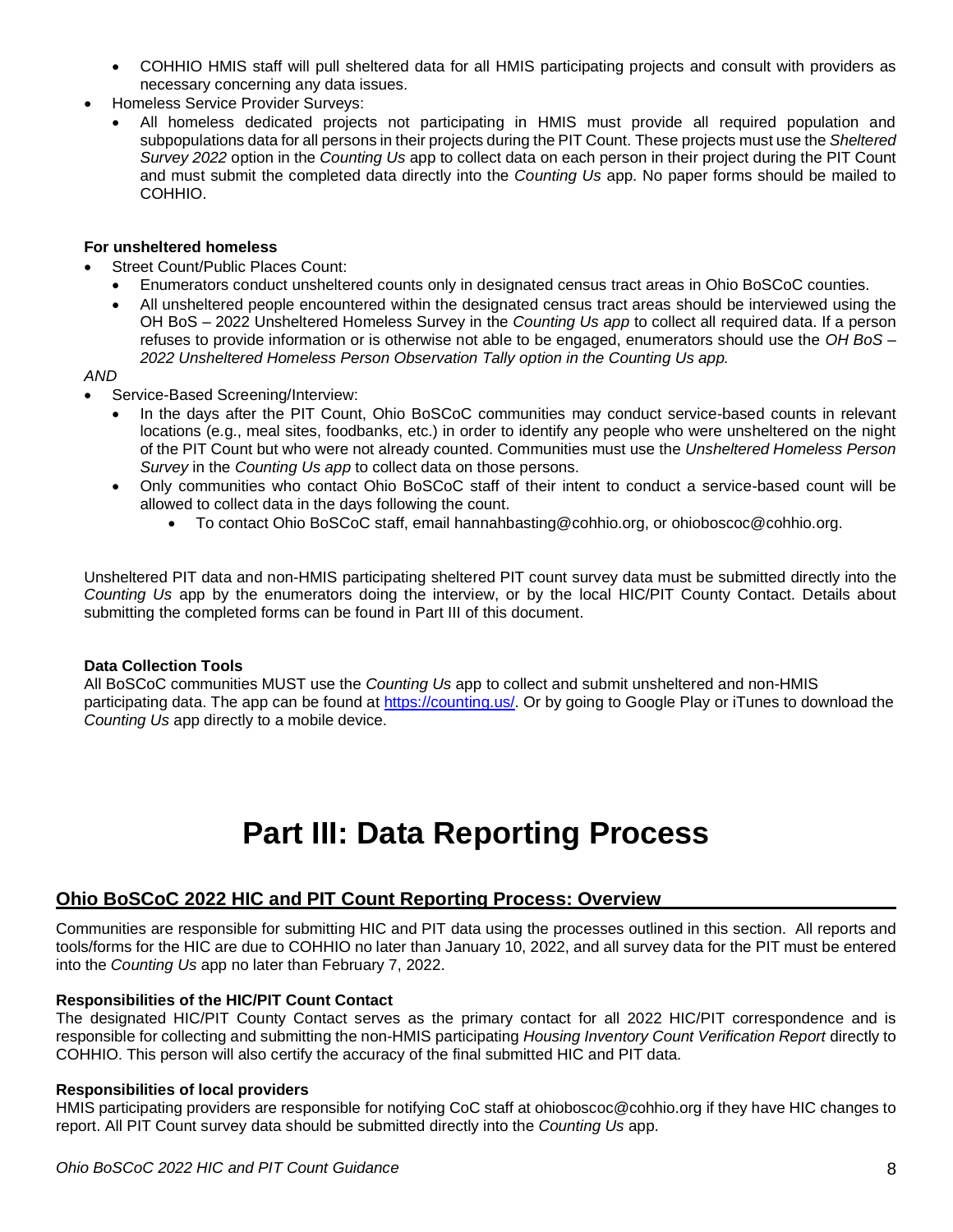- COHHIO HMIS staff will pull sheltered data for all HMIS participating projects and consult with providers as necessary concerning any data issues.
- Homeless Service Provider Surveys:
  - All homeless dedicated projects not participating in HMIS must provide all required population and subpopulations data for all persons in their projects during the PIT Count. These projects must use the *Sheltered Survey 2022* option in the *Counting Us* app to collect data on each person in their project during the PIT Count and must submit the completed data directly into the *Counting Us* app. No paper forms should be mailed to COHHIO.

**For unsheltered homeless**

- Street Count/Public Places Count:
  - Enumerators conduct unsheltered counts only in designated census tract areas in Ohio BoSCoC counties.
  - All unsheltered people encountered within the designated census tract areas should be interviewed using the OH BoS – 2022 Unsheltered Homeless Survey in the *Counting Us app* to collect all required data. If a person refuses to provide information or is otherwise not able to be engaged, enumerators should use the *OH BoS – 2022 Unsheltered Homeless Person Observation Tally option in the Counting Us app.*

*AND*

- Service-Based Screening/Interview:
  - In the days after the PIT Count, Ohio BoSCoC communities may conduct service-based counts in relevant locations (e.g., meal sites, foodbanks, etc.) in order to identify any people who were unsheltered on the night of the PIT Count but who were not already counted. Communities must use the *Unsheltered Homeless Person Survey* in the *Counting Us app* to collect data on those persons.
  - Only communities who contact Ohio BoSCoC staff of their intent to conduct a service-based count will be allowed to collect data in the days following the count.
    - To contact Ohio BoSCoC staff, email hannahbasting@cohhio.org, or ohioboscoc@cohhio.org.

Unsheltered PIT data and non-HMIS participating sheltered PIT count survey data must be submitted directly into the *Counting Us* app by the enumerators doing the interview, or by the local HIC/PIT County Contact. Details about submitting the completed forms can be found in Part III of this document.

**Data Collection Tools**

All BoSCoC communities MUST use the *Counting Us* app to collect and submit unsheltered and non-HMIS participating data. The app can be found at https://counting.us/. Or by going to Google Play or iTunes to download the *Counting Us* app directly to a mobile device.

# Part III: Data Reporting Process

## Ohio BoSCoC 2022 HIC and PIT Count Reporting Process: Overview

Communities are responsible for submitting HIC and PIT data using the processes outlined in this section. All reports and tools/forms for the HIC are due to COHHIO no later than January 10, 2022, and all survey data for the PIT must be entered into the *Counting Us* app no later than February 7, 2022.

**Responsibilities of the HIC/PIT Count Contact**

The designated HIC/PIT County Contact serves as the primary contact for all 2022 HIC/PIT correspondence and is responsible for collecting and submitting the non-HMIS participating *Housing Inventory Count Verification Report* directly to COHHIO. This person will also certify the accuracy of the final submitted HIC and PIT data.

**Responsibilities of local providers**

HMIS participating providers are responsible for notifying CoC staff at ohioboscoc@cohhio.org if they have HIC changes to report. All PIT Count survey data should be submitted directly into the *Counting Us* app.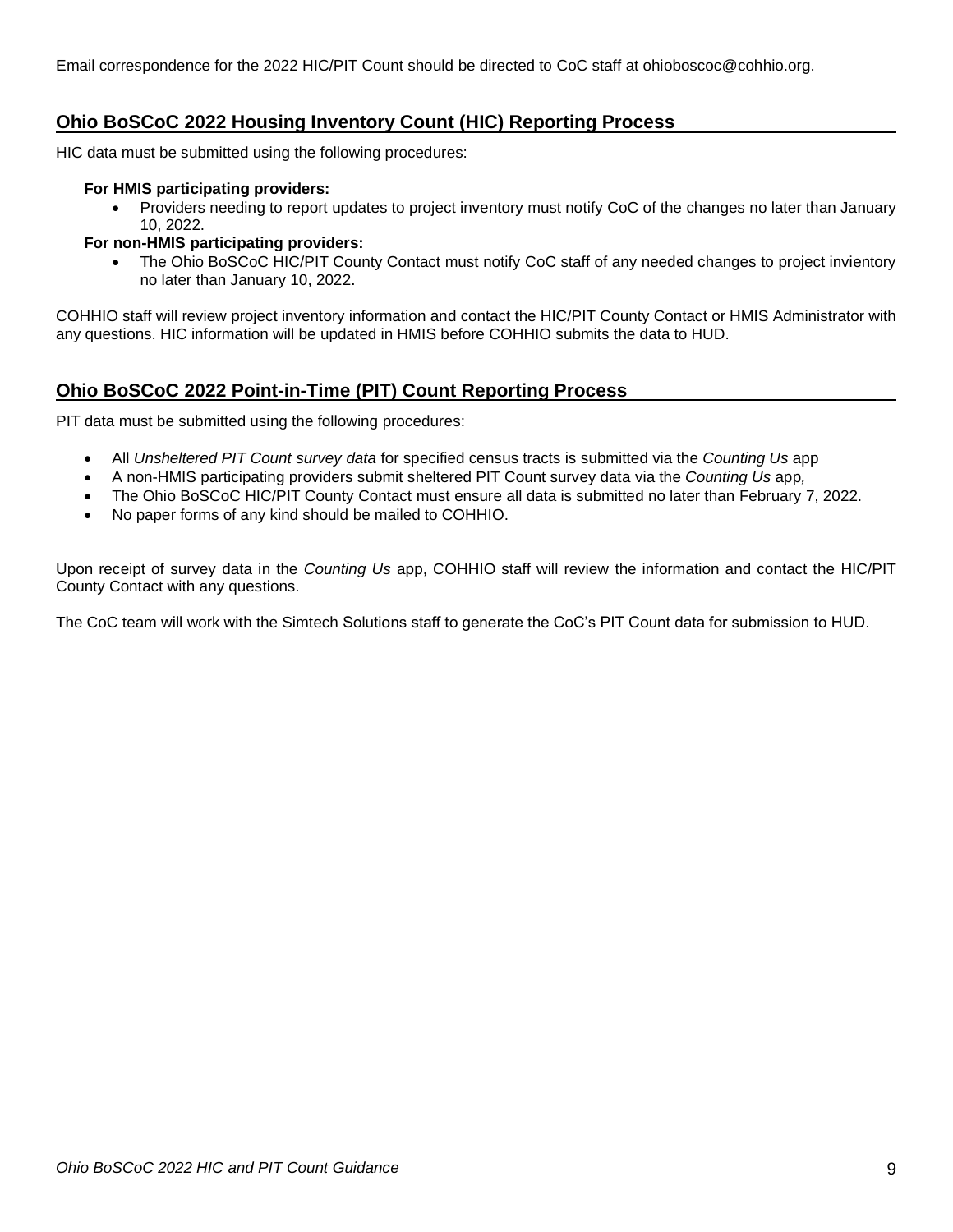Email correspondence for the 2022 HIC/PIT Count should be directed to CoC staff at ohioboscoc@cohhio.org.

## Ohio BoSCoC 2022 Housing Inventory Count (HIC) Reporting Process

HIC data must be submitted using the following procedures:

**For HMIS participating providers:**

- Providers needing to report updates to project inventory must notify CoC of the changes no later than January 10, 2022.

**For non-HMIS participating providers:**

- The Ohio BoSCoC HIC/PIT County Contact must notify CoC staff of any needed changes to project invientory no later than January 10, 2022.

COHHIO staff will review project inventory information and contact the HIC/PIT County Contact or HMIS Administrator with any questions. HIC information will be updated in HMIS before COHHIO submits the data to HUD.

## Ohio BoSCoC 2022 Point-in-Time (PIT) Count Reporting Process

PIT data must be submitted using the following procedures:

- All *Unsheltered PIT Count survey data* for specified census tracts is submitted via the *Counting Us* app
- A non-HMIS participating providers submit sheltered PIT Count survey data via the *Counting Us* app*,*
- The Ohio BoSCoC HIC/PIT County Contact must ensure all data is submitted no later than February 7, 2022.
- No paper forms of any kind should be mailed to COHHIO.

Upon receipt of survey data in the *Counting Us* app, COHHIO staff will review the information and contact the HIC/PIT County Contact with any questions.

The CoC team will work with the Simtech Solutions staff to generate the CoC's PIT Count data for submission to HUD.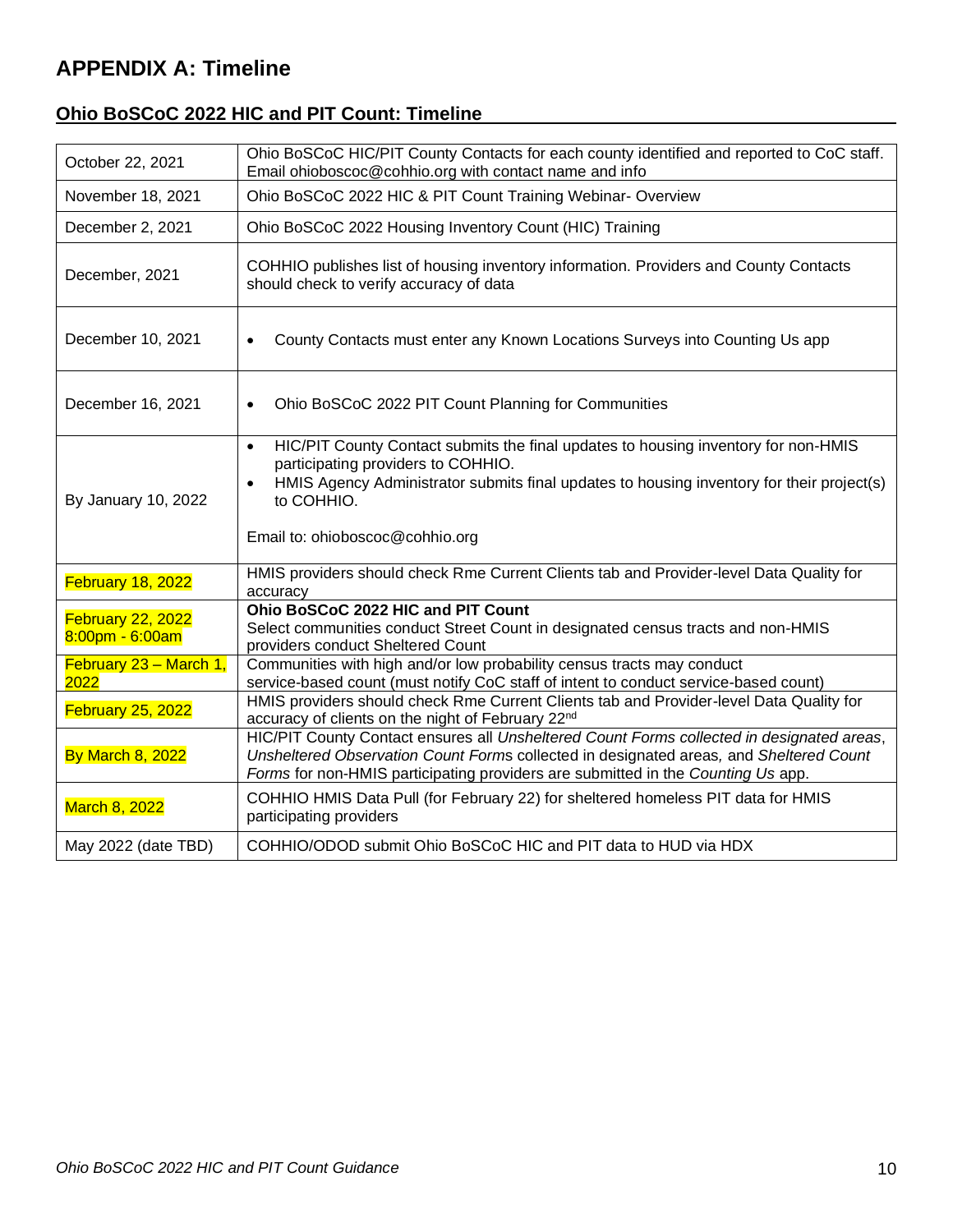# APPENDIX A: Timeline

## Ohio BoSCoC 2022 HIC and PIT Count: Timeline

| | |
|---|---|
| October 22, 2021 | Ohio BoSCoC HIC/PIT County Contacts for each county identified and reported to CoC staff. Email ohioboscoc@cohhio.org with contact name and info |
| November 18, 2021 | Ohio BoSCoC 2022 HIC & PIT Count Training Webinar- Overview |
| December 2, 2021 | Ohio BoSCoC 2022 Housing Inventory Count (HIC) Training |
| December, 2021 | COHHIO publishes list of housing inventory information. Providers and County Contacts should check to verify accuracy of data |
| December 10, 2021 | • County Contacts must enter any Known Locations Surveys into Counting Us app |
| December 16, 2021 | • Ohio BoSCoC 2022 PIT Count Planning for Communities |
| By January 10, 2022 | • HIC/PIT County Contact submits the final updates to housing inventory for non-HMIS participating providers to COHHIO.<br>• HMIS Agency Administrator submits final updates to housing inventory for their project(s) to COHHIO.<br><br>Email to: ohioboscoc@cohhio.org |
| February 18, 2022 | HMIS providers should check Rme Current Clients tab and Provider-level Data Quality for accuracy |
| February 22, 2022 8:00pm - 6:00am | **Ohio BoSCoC 2022 HIC and PIT Count**<br>Select communities conduct Street Count in designated census tracts and non-HMIS providers conduct Sheltered Count |
| February 23 – March 1, 2022 | Communities with high and/or low probability census tracts may conduct service-based count (must notify CoC staff of intent to conduct service-based count) |
| February 25, 2022 | HMIS providers should check Rme Current Clients tab and Provider-level Data Quality for accuracy of clients on the night of February 22nd |
| By March 8, 2022 | HIC/PIT County Contact ensures all *Unsheltered Count Forms collected in designated areas*, *Unsheltered Observation Count Form*s collected in designated areas, and *Sheltered Count Forms* for non-HMIS participating providers are submitted in the *Counting Us* app. |
| March 8, 2022 | COHHIO HMIS Data Pull (for February 22) for sheltered homeless PIT data for HMIS participating providers |
| May 2022 (date TBD) | COHHIO/ODOD submit Ohio BoSCoC HIC and PIT data to HUD via HDX |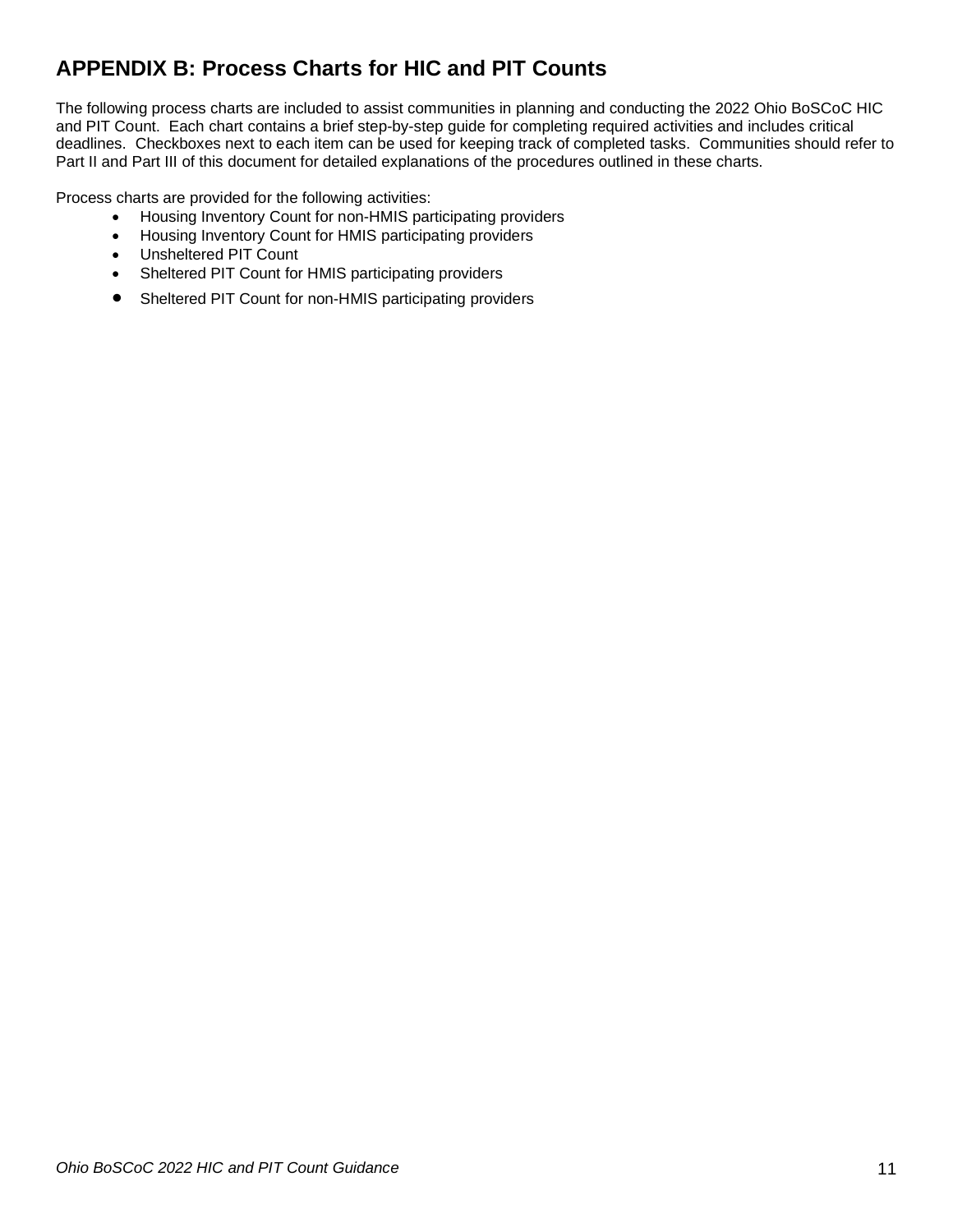## APPENDIX B: Process Charts for HIC and PIT Counts

The following process charts are included to assist communities in planning and conducting the 2022 Ohio BoSCoC HIC and PIT Count. Each chart contains a brief step-by-step guide for completing required activities and includes critical deadlines. Checkboxes next to each item can be used for keeping track of completed tasks. Communities should refer to Part II and Part III of this document for detailed explanations of the procedures outlined in these charts.

Process charts are provided for the following activities:

- Housing Inventory Count for non-HMIS participating providers
- Housing Inventory Count for HMIS participating providers
- Unsheltered PIT Count
- Sheltered PIT Count for HMIS participating providers
- Sheltered PIT Count for non-HMIS participating providers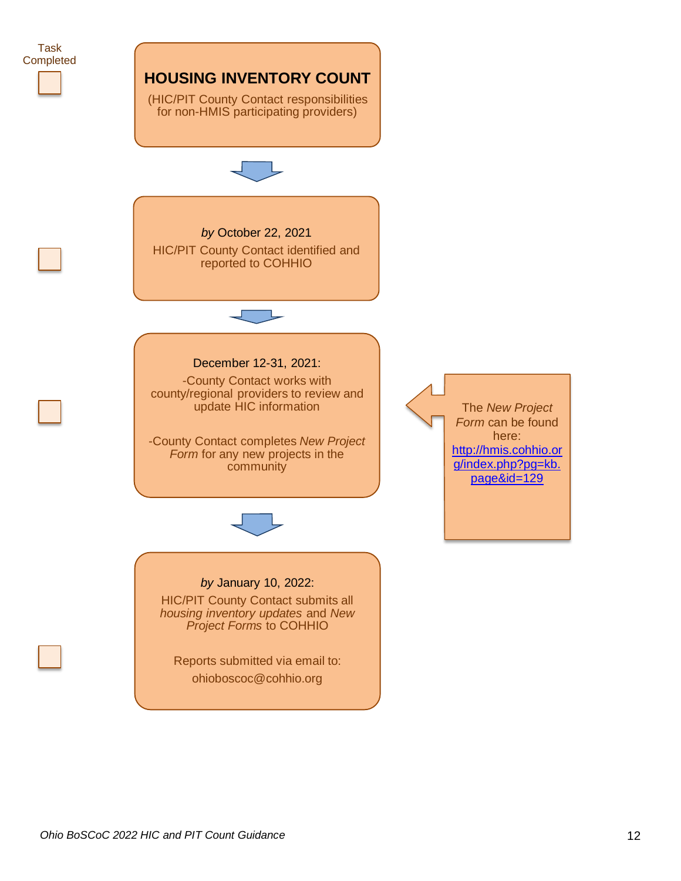Task Completed

# HOUSING INVENTORY COUNT

(HIC/PIT County Contact responsibilities for non-HMIS participating providers)

- [ ] *by* October 22, 2021
  HIC/PIT County Contact identified and reported to COHHIO

- [ ] December 12-31, 2021:
  -County Contact works with county/regional providers to review and update HIC information

  -County Contact completes *New Project Form* for any new projects in the community

  The *New Project Form* can be found here: http://hmis.cohhio.org/index.php?pg=kb.page&id=129

- [ ] *by* January 10, 2022:
  HIC/PIT County Contact submits all *housing inventory updates* and *New Project Forms* to COHHIO

  Reports submitted via email to: ohioboscoc@cohhio.org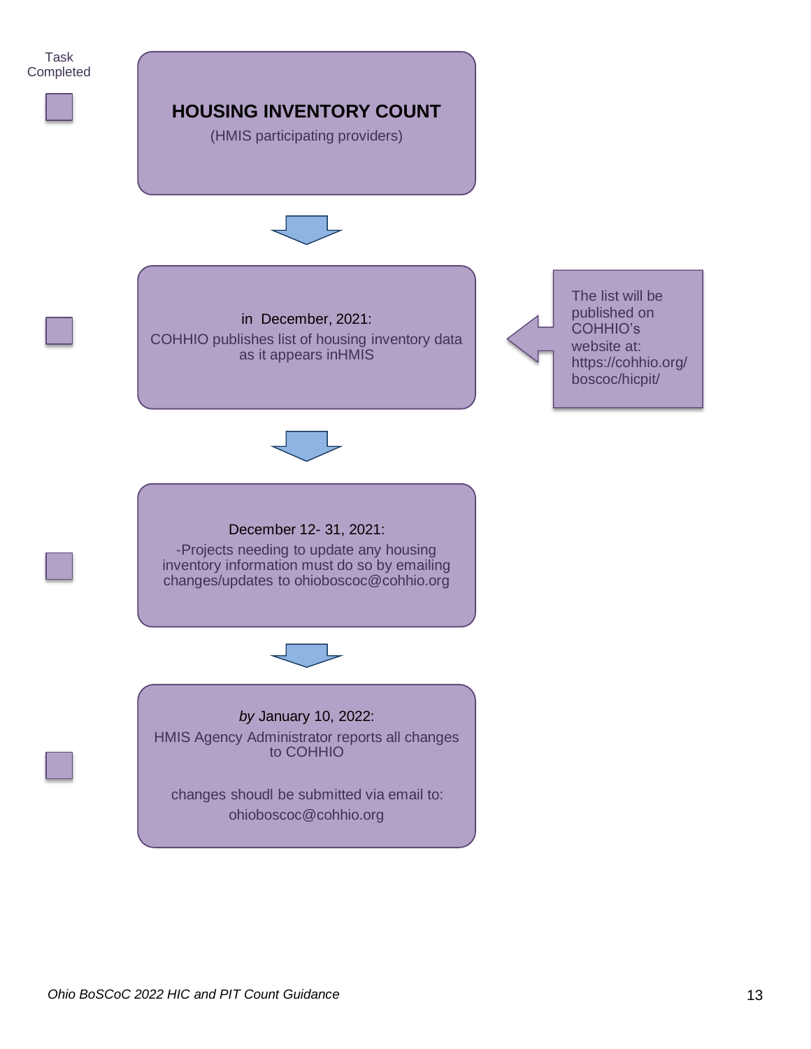Task Completed

- [ ] **HOUSING INVENTORY COUNT**

  (HMIS participating providers)

- [ ] in December, 2021:

  COHHIO publishes list of housing inventory data as it appears inHMIS

  The list will be published on COHHIO's website at: https://cohhio.org/boscoc/hicpit/

- [ ] December 12- 31, 2021:

  -Projects needing to update any housing inventory information must do so by emailing changes/updates to ohioboscoc@cohhio.org

- [ ] *by* January 10, 2022:

  HMIS Agency Administrator reports all changes to COHHIO

  changes shoudl be submitted via email to: ohioboscoc@cohhio.org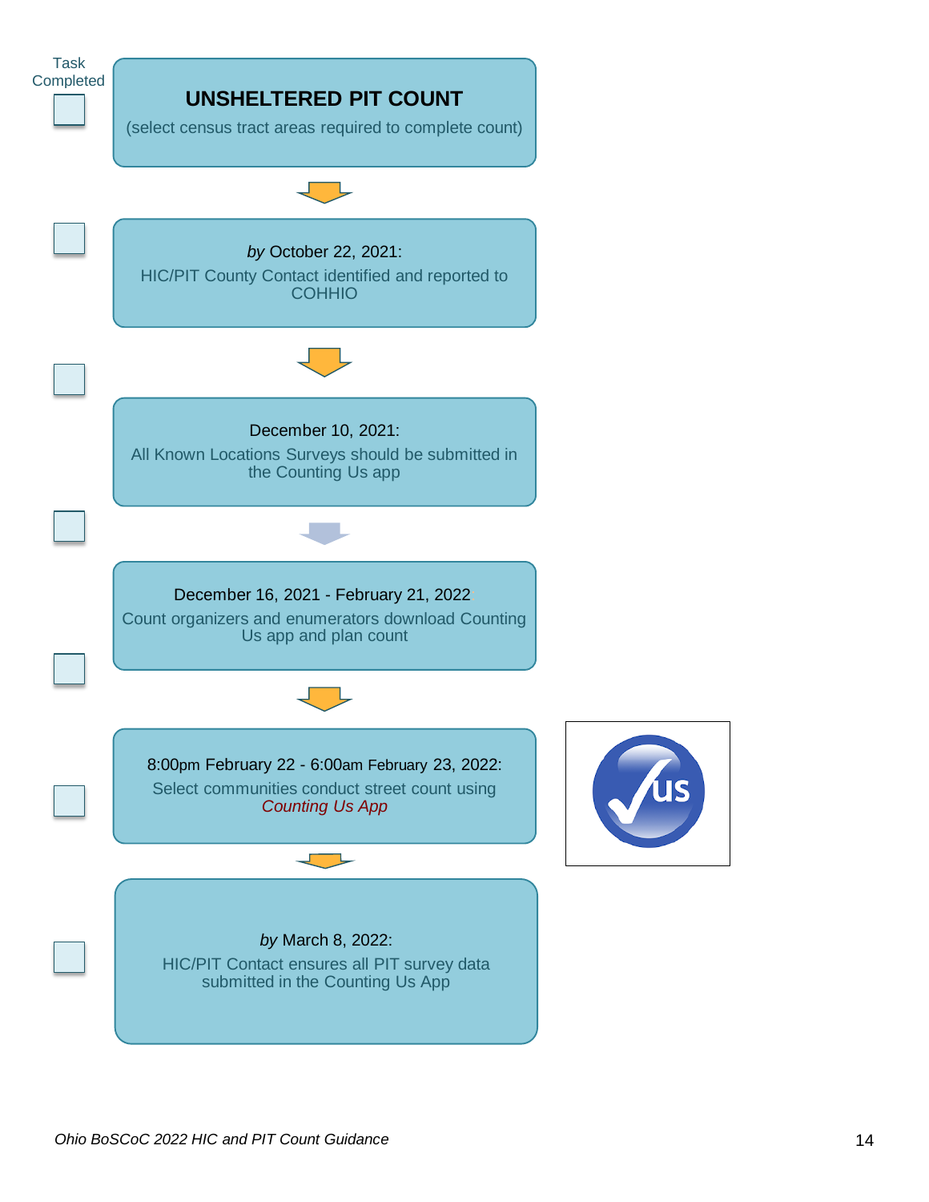Task Completed

## UNSHELTERED PIT COUNT

(select census tract areas required to complete count)

- [ ] *by* October 22, 2021:
  HIC/PIT County Contact identified and reported to COHHIO

- [ ] December 10, 2021:
  All Known Locations Surveys should be submitted in the Counting Us app

- [ ] December 16, 2021 - February 21, 2022:
  Count organizers and enumerators download Counting Us app and plan count

- [ ] 8:00pm February 22 - 6:00am February 23, 2022:
  Select communities conduct street count using *Counting Us App*

- [ ] *by* March 8, 2022:
  HIC/PIT Contact ensures all PIT survey data submitted in the Counting Us App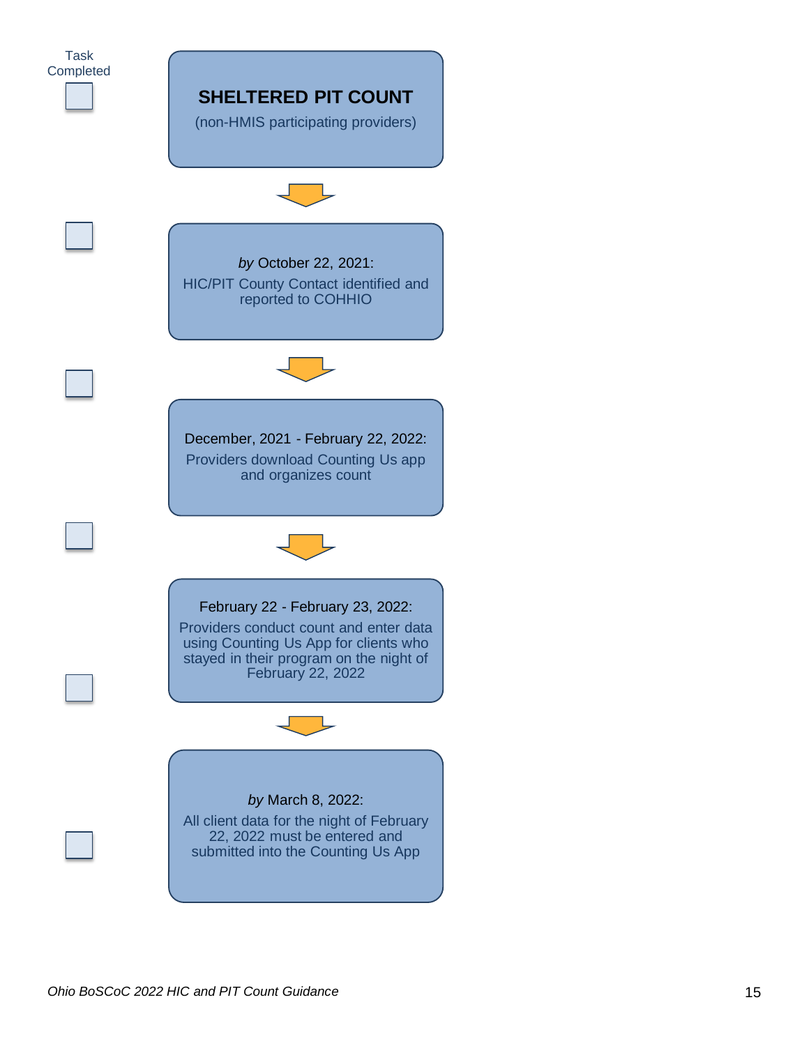Task Completed

# SHELTERED PIT COUNT

(non-HMIS participating providers)

☐ *by* October 22, 2021:
HIC/PIT County Contact identified and reported to COHHIO

☐ December, 2021 - February 22, 2022:
Providers download Counting Us app and organizes count

☐ February 22 - February 23, 2022:
Providers conduct count and enter data using Counting Us App for clients who stayed in their program on the night of February 22, 2022

☐ *by* March 8, 2022:
All client data for the night of February 22, 2022 must be entered and submitted into the Counting Us App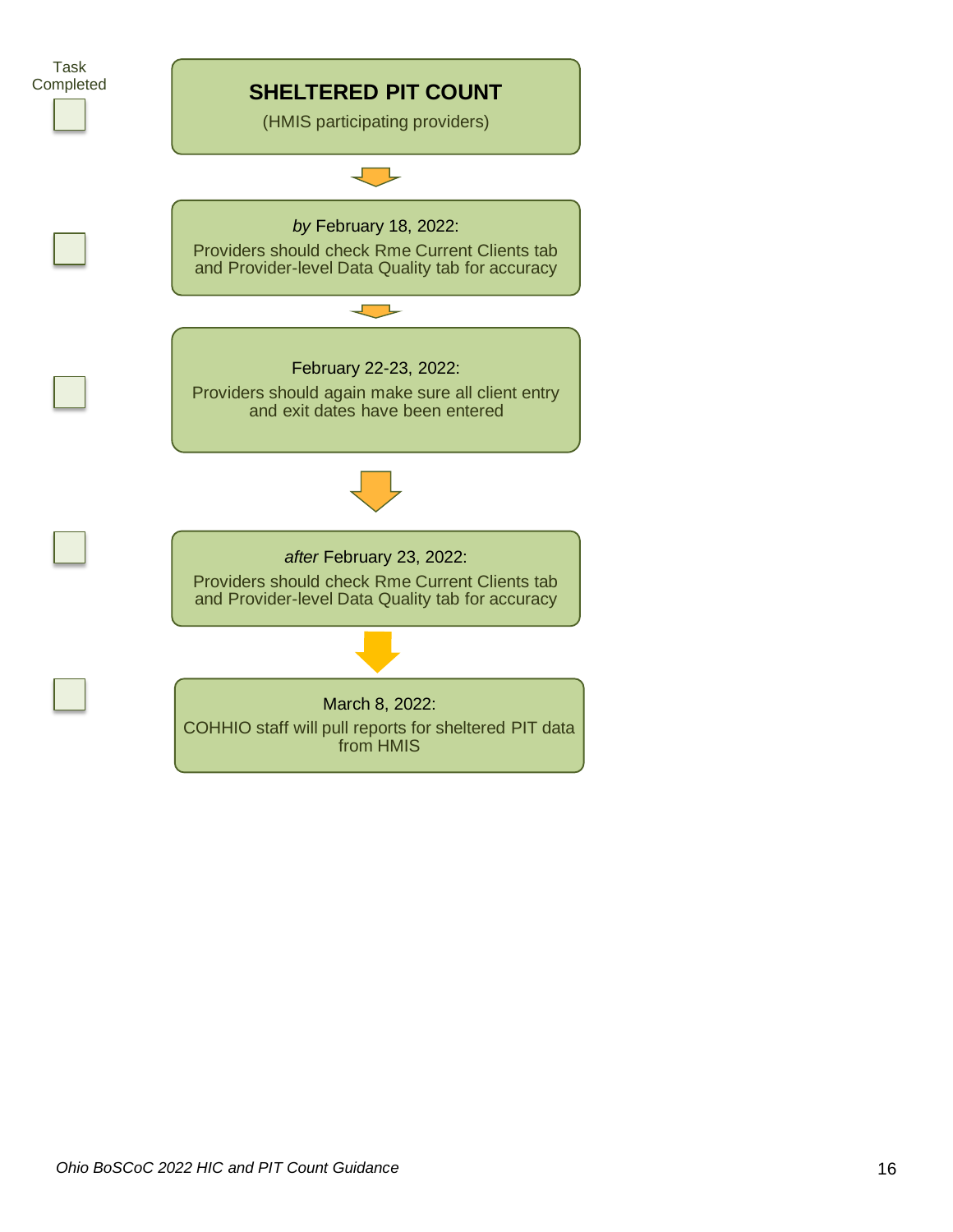Task Completed

## SHELTERED PIT COUNT

(HMIS participating providers)

- [ ] *by* February 18, 2022:
  Providers should check Rme Current Clients tab and Provider-level Data Quality tab for accuracy

- [ ] February 22-23, 2022:
  Providers should again make sure all client entry and exit dates have been entered

- [ ] *after* February 23, 2022:
  Providers should check Rme Current Clients tab and Provider-level Data Quality tab for accuracy

- [ ] March 8, 2022:
  COHHIO staff will pull reports for sheltered PIT data from HMIS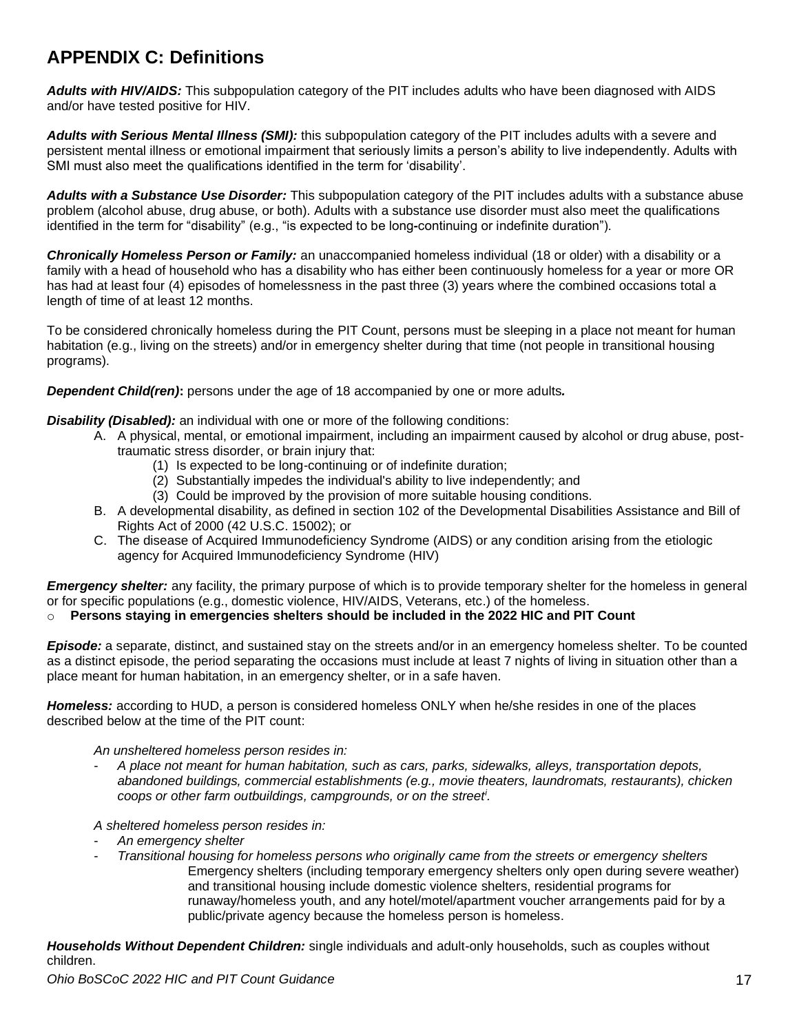# APPENDIX C: Definitions

***Adults with HIV/AIDS:*** This subpopulation category of the PIT includes adults who have been diagnosed with AIDS and/or have tested positive for HIV.

***Adults with Serious Mental Illness (SMI):*** this subpopulation category of the PIT includes adults with a severe and persistent mental illness or emotional impairment that seriously limits a person's ability to live independently. Adults with SMI must also meet the qualifications identified in the term for 'disability'.

***Adults with a Substance Use Disorder:*** This subpopulation category of the PIT includes adults with a substance abuse problem (alcohol abuse, drug abuse, or both). Adults with a substance use disorder must also meet the qualifications identified in the term for "disability" (e.g., "is expected to be long-continuing or indefinite duration").

***Chronically Homeless Person or Family:*** an unaccompanied homeless individual (18 or older) with a disability or a family with a head of household who has a disability who has either been continuously homeless for a year or more OR has had at least four (4) episodes of homelessness in the past three (3) years where the combined occasions total a length of time of at least 12 months.

To be considered chronically homeless during the PIT Count, persons must be sleeping in a place not meant for human habitation (e.g., living on the streets) and/or in emergency shelter during that time (not people in transitional housing programs).

***Dependent Child(ren)*:** persons under the age of 18 accompanied by one or more adults*.*

***Disability (Disabled):*** an individual with one or more of the following conditions:

A. A physical, mental, or emotional impairment, including an impairment caused by alcohol or drug abuse, post-traumatic stress disorder, or brain injury that:
    (1) Is expected to be long-continuing or of indefinite duration;
    (2) Substantially impedes the individual's ability to live independently; and
    (3) Could be improved by the provision of more suitable housing conditions.
B. A developmental disability, as defined in section 102 of the Developmental Disabilities Assistance and Bill of Rights Act of 2000 (42 U.S.C. 15002); or
C. The disease of Acquired Immunodeficiency Syndrome (AIDS) or any condition arising from the etiologic agency for Acquired Immunodeficiency Syndrome (HIV)

***Emergency shelter:*** any facility, the primary purpose of which is to provide temporary shelter for the homeless in general or for specific populations (e.g., domestic violence, HIV/AIDS, Veterans, etc.) of the homeless.

- **Persons staying in emergencies shelters should be included in the 2022 HIC and PIT Count**

***Episode:*** a separate, distinct, and sustained stay on the streets and/or in an emergency homeless shelter. To be counted as a distinct episode, the period separating the occasions must include at least 7 nights of living in situation other than a place meant for human habitation, in an emergency shelter, or in a safe haven.

***Homeless:*** according to HUD, a person is considered homeless ONLY when he/she resides in one of the places described below at the time of the PIT count:

*An unsheltered homeless person resides in:*

- *A place not meant for human habitation, such as cars, parks, sidewalks, alleys, transportation depots, abandoned buildings, commercial establishments (e.g., movie theaters, laundromats, restaurants), chicken coops or other farm outbuildings, campgrounds, or on the street[i].*

*A sheltered homeless person resides in:*

- *An emergency shelter*
- *Transitional housing for homeless persons who originally came from the streets or emergency shelters*

  Emergency shelters (including temporary emergency shelters only open during severe weather) and transitional housing include domestic violence shelters, residential programs for runaway/homeless youth, and any hotel/motel/apartment voucher arrangements paid for by a public/private agency because the homeless person is homeless.

***Households Without Dependent Children:*** single individuals and adult-only households, such as couples without children.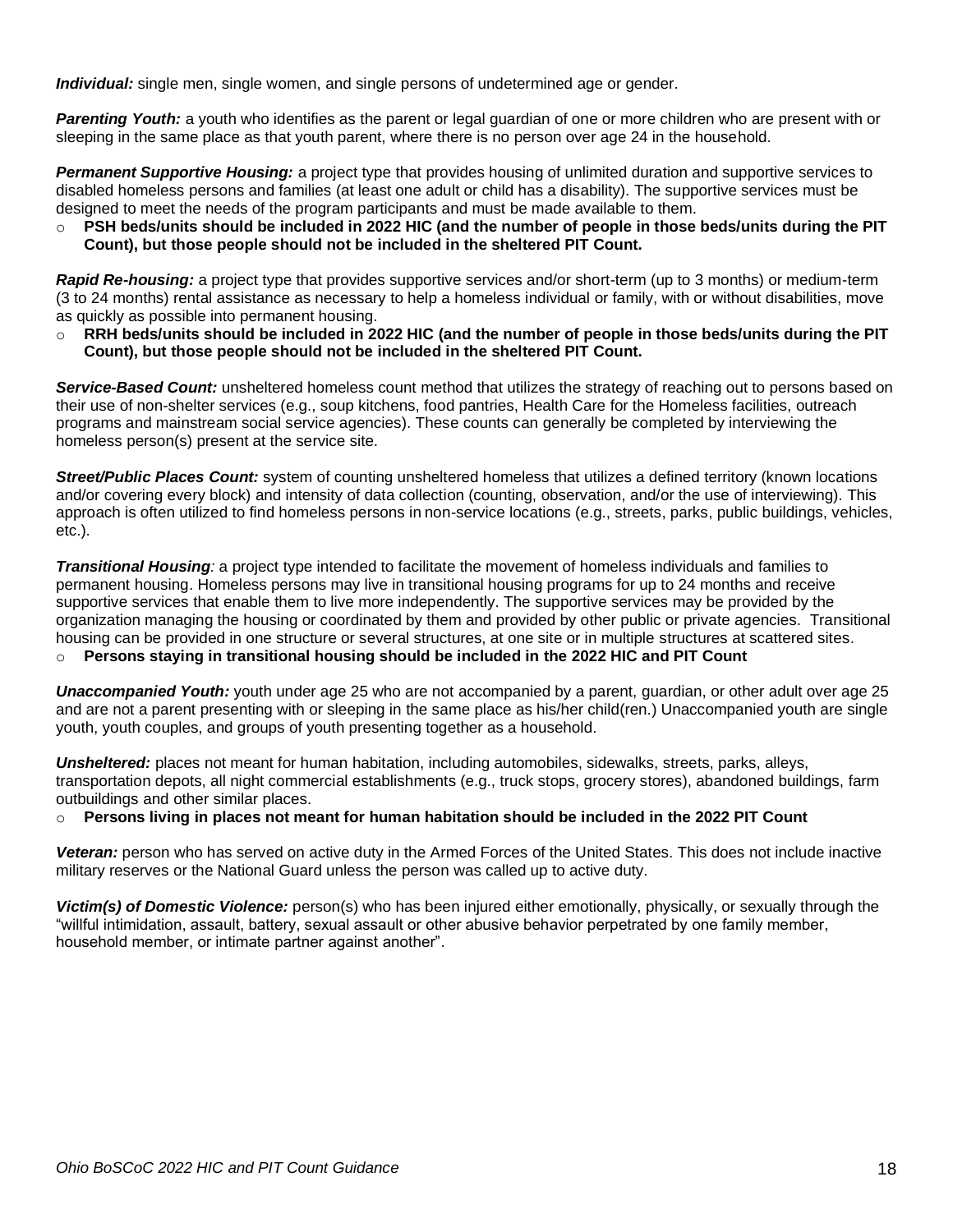***Individual:*** single men, single women, and single persons of undetermined age or gender.

***Parenting Youth:*** a youth who identifies as the parent or legal guardian of one or more children who are present with or sleeping in the same place as that youth parent, where there is no person over age 24 in the household.

***Permanent Supportive Housing:*** a project type that provides housing of unlimited duration and supportive services to disabled homeless persons and families (at least one adult or child has a disability). The supportive services must be designed to meet the needs of the program participants and must be made available to them.

- **PSH beds/units should be included in 2022 HIC (and the number of people in those beds/units during the PIT Count), but those people should not be included in the sheltered PIT Count.**

***Rapid Re-housing:*** a project type that provides supportive services and/or short-term (up to 3 months) or medium-term (3 to 24 months) rental assistance as necessary to help a homeless individual or family, with or without disabilities, move as quickly as possible into permanent housing.

- **RRH beds/units should be included in 2022 HIC (and the number of people in those beds/units during the PIT Count), but those people should not be included in the sheltered PIT Count.**

***Service-Based Count:*** unsheltered homeless count method that utilizes the strategy of reaching out to persons based on their use of non-shelter services (e.g., soup kitchens, food pantries, Health Care for the Homeless facilities, outreach programs and mainstream social service agencies). These counts can generally be completed by interviewing the homeless person(s) present at the service site.

***Street/Public Places Count:*** system of counting unsheltered homeless that utilizes a defined territory (known locations and/or covering every block) and intensity of data collection (counting, observation, and/or the use of interviewing). This approach is often utilized to find homeless persons in non-service locations (e.g., streets, parks, public buildings, vehicles, etc.).

***Transitional Housing****:* a project type intended to facilitate the movement of homeless individuals and families to permanent housing. Homeless persons may live in transitional housing programs for up to 24 months and receive supportive services that enable them to live more independently. The supportive services may be provided by the organization managing the housing or coordinated by them and provided by other public or private agencies. Transitional housing can be provided in one structure or several structures, at one site or in multiple structures at scattered sites.

- **Persons staying in transitional housing should be included in the 2022 HIC and PIT Count**

***Unaccompanied Youth:*** youth under age 25 who are not accompanied by a parent, guardian, or other adult over age 25 and are not a parent presenting with or sleeping in the same place as his/her child(ren.) Unaccompanied youth are single youth, youth couples, and groups of youth presenting together as a household.

***Unsheltered:*** places not meant for human habitation, including automobiles, sidewalks, streets, parks, alleys, transportation depots, all night commercial establishments (e.g., truck stops, grocery stores), abandoned buildings, farm outbuildings and other similar places.

- **Persons living in places not meant for human habitation should be included in the 2022 PIT Count**

***Veteran:*** person who has served on active duty in the Armed Forces of the United States. This does not include inactive military reserves or the National Guard unless the person was called up to active duty.

***Victim(s) of Domestic Violence:*** person(s) who has been injured either emotionally, physically, or sexually through the "willful intimidation, assault, battery, sexual assault or other abusive behavior perpetrated by one family member, household member, or intimate partner against another".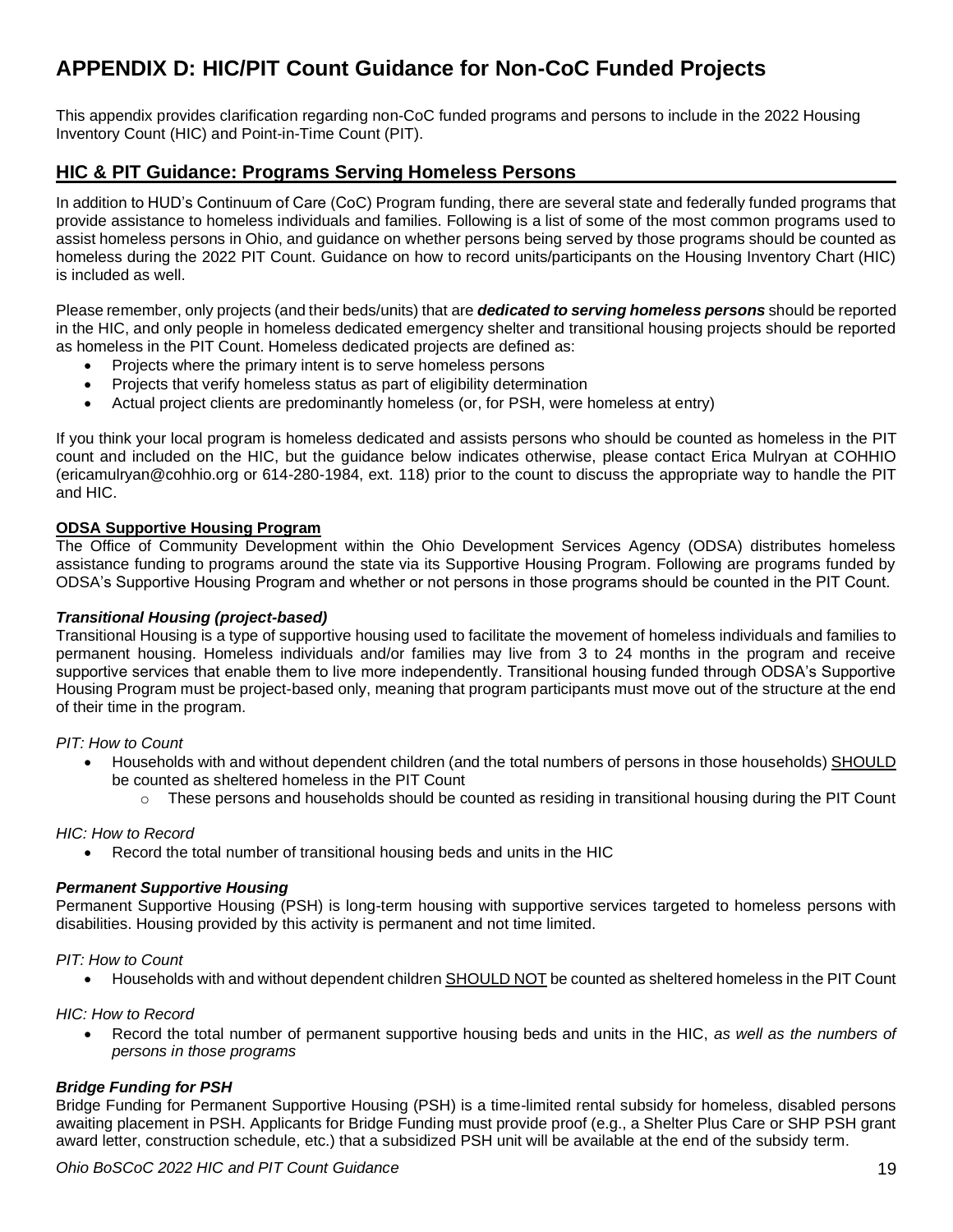# APPENDIX D: HIC/PIT Count Guidance for Non-CoC Funded Projects

This appendix provides clarification regarding non-CoC funded programs and persons to include in the 2022 Housing Inventory Count (HIC) and Point-in-Time Count (PIT).

## HIC & PIT Guidance: Programs Serving Homeless Persons

In addition to HUD's Continuum of Care (CoC) Program funding, there are several state and federally funded programs that provide assistance to homeless individuals and families. Following is a list of some of the most common programs used to assist homeless persons in Ohio, and guidance on whether persons being served by those programs should be counted as homeless during the 2022 PIT Count. Guidance on how to record units/participants on the Housing Inventory Chart (HIC) is included as well.

Please remember, only projects (and their beds/units) that are ***dedicated to serving homeless persons*** should be reported in the HIC, and only people in homeless dedicated emergency shelter and transitional housing projects should be reported as homeless in the PIT Count. Homeless dedicated projects are defined as:

- Projects where the primary intent is to serve homeless persons
- Projects that verify homeless status as part of eligibility determination
- Actual project clients are predominantly homeless (or, for PSH, were homeless at entry)

If you think your local program is homeless dedicated and assists persons who should be counted as homeless in the PIT count and included on the HIC, but the guidance below indicates otherwise, please contact Erica Mulryan at COHHIO (ericamulryan@cohhio.org or 614-280-1984, ext. 118) prior to the count to discuss the appropriate way to handle the PIT and HIC.

**ODSA Supportive Housing Program**

The Office of Community Development within the Ohio Development Services Agency (ODSA) distributes homeless assistance funding to programs around the state via its Supportive Housing Program. Following are programs funded by ODSA's Supportive Housing Program and whether or not persons in those programs should be counted in the PIT Count.

***Transitional Housing (project-based)***

Transitional Housing is a type of supportive housing used to facilitate the movement of homeless individuals and families to permanent housing. Homeless individuals and/or families may live from 3 to 24 months in the program and receive supportive services that enable them to live more independently. Transitional housing funded through ODSA's Supportive Housing Program must be project-based only, meaning that program participants must move out of the structure at the end of their time in the program.

*PIT: How to Count*

- Households with and without dependent children (and the total numbers of persons in those households) SHOULD be counted as sheltered homeless in the PIT Count
  - These persons and households should be counted as residing in transitional housing during the PIT Count

*HIC: How to Record*

- Record the total number of transitional housing beds and units in the HIC

***Permanent Supportive Housing***

Permanent Supportive Housing (PSH) is long-term housing with supportive services targeted to homeless persons with disabilities. Housing provided by this activity is permanent and not time limited.

*PIT: How to Count*

- Households with and without dependent children SHOULD NOT be counted as sheltered homeless in the PIT Count

*HIC: How to Record*

- Record the total number of permanent supportive housing beds and units in the HIC, *as well as the numbers of persons in those programs*

***Bridge Funding for PSH***

Bridge Funding for Permanent Supportive Housing (PSH) is a time-limited rental subsidy for homeless, disabled persons awaiting placement in PSH. Applicants for Bridge Funding must provide proof (e.g., a Shelter Plus Care or SHP PSH grant award letter, construction schedule, etc.) that a subsidized PSH unit will be available at the end of the subsidy term.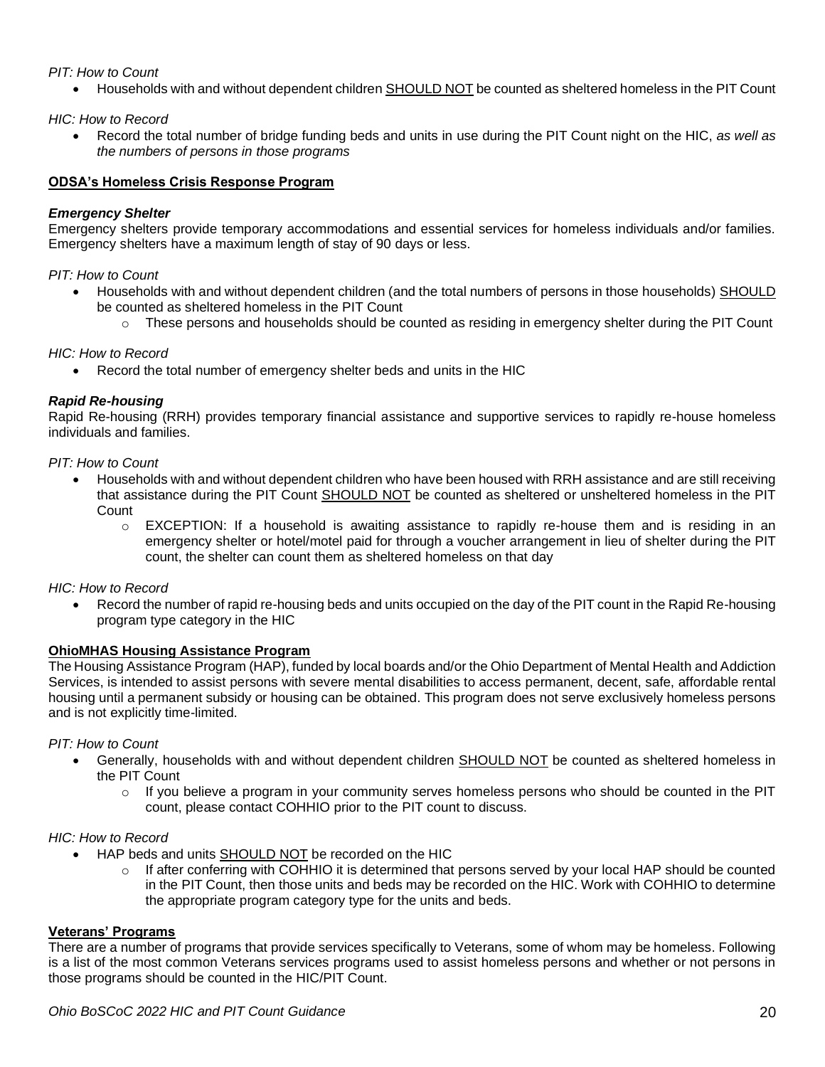*PIT: How to Count*

- Households with and without dependent children <u>SHOULD NOT</u> be counted as sheltered homeless in the PIT Count

*HIC: How to Record*

- Record the total number of bridge funding beds and units in use during the PIT Count night on the HIC, *as well as the numbers of persons in those programs*

**<u>ODSA's Homeless Crisis Response Program</u>**

***Emergency Shelter***

Emergency shelters provide temporary accommodations and essential services for homeless individuals and/or families. Emergency shelters have a maximum length of stay of 90 days or less.

*PIT: How to Count*

- Households with and without dependent children (and the total numbers of persons in those households) <u>SHOULD</u> be counted as sheltered homeless in the PIT Count
  - These persons and households should be counted as residing in emergency shelter during the PIT Count

*HIC: How to Record*

- Record the total number of emergency shelter beds and units in the HIC

***Rapid Re-housing***

Rapid Re-housing (RRH) provides temporary financial assistance and supportive services to rapidly re-house homeless individuals and families.

*PIT: How to Count*

- Households with and without dependent children who have been housed with RRH assistance and are still receiving that assistance during the PIT Count <u>SHOULD NOT</u> be counted as sheltered or unsheltered homeless in the PIT Count
  - EXCEPTION: If a household is awaiting assistance to rapidly re-house them and is residing in an emergency shelter or hotel/motel paid for through a voucher arrangement in lieu of shelter during the PIT count, the shelter can count them as sheltered homeless on that day

*HIC: How to Record*

- Record the number of rapid re-housing beds and units occupied on the day of the PIT count in the Rapid Re-housing program type category in the HIC

**<u>OhioMHAS Housing Assistance Program</u>**

The Housing Assistance Program (HAP), funded by local boards and/or the Ohio Department of Mental Health and Addiction Services, is intended to assist persons with severe mental disabilities to access permanent, decent, safe, affordable rental housing until a permanent subsidy or housing can be obtained. This program does not serve exclusively homeless persons and is not explicitly time-limited.

*PIT: How to Count*

- Generally, households with and without dependent children <u>SHOULD NOT</u> be counted as sheltered homeless in the PIT Count
  - If you believe a program in your community serves homeless persons who should be counted in the PIT count, please contact COHHIO prior to the PIT count to discuss.

*HIC: How to Record*

- HAP beds and units <u>SHOULD NOT</u> be recorded on the HIC
  - If after conferring with COHHIO it is determined that persons served by your local HAP should be counted in the PIT Count, then those units and beds may be recorded on the HIC. Work with COHHIO to determine the appropriate program category type for the units and beds.

**<u>Veterans' Programs</u>**

There are a number of programs that provide services specifically to Veterans, some of whom may be homeless. Following is a list of the most common Veterans services programs used to assist homeless persons and whether or not persons in those programs should be counted in the HIC/PIT Count.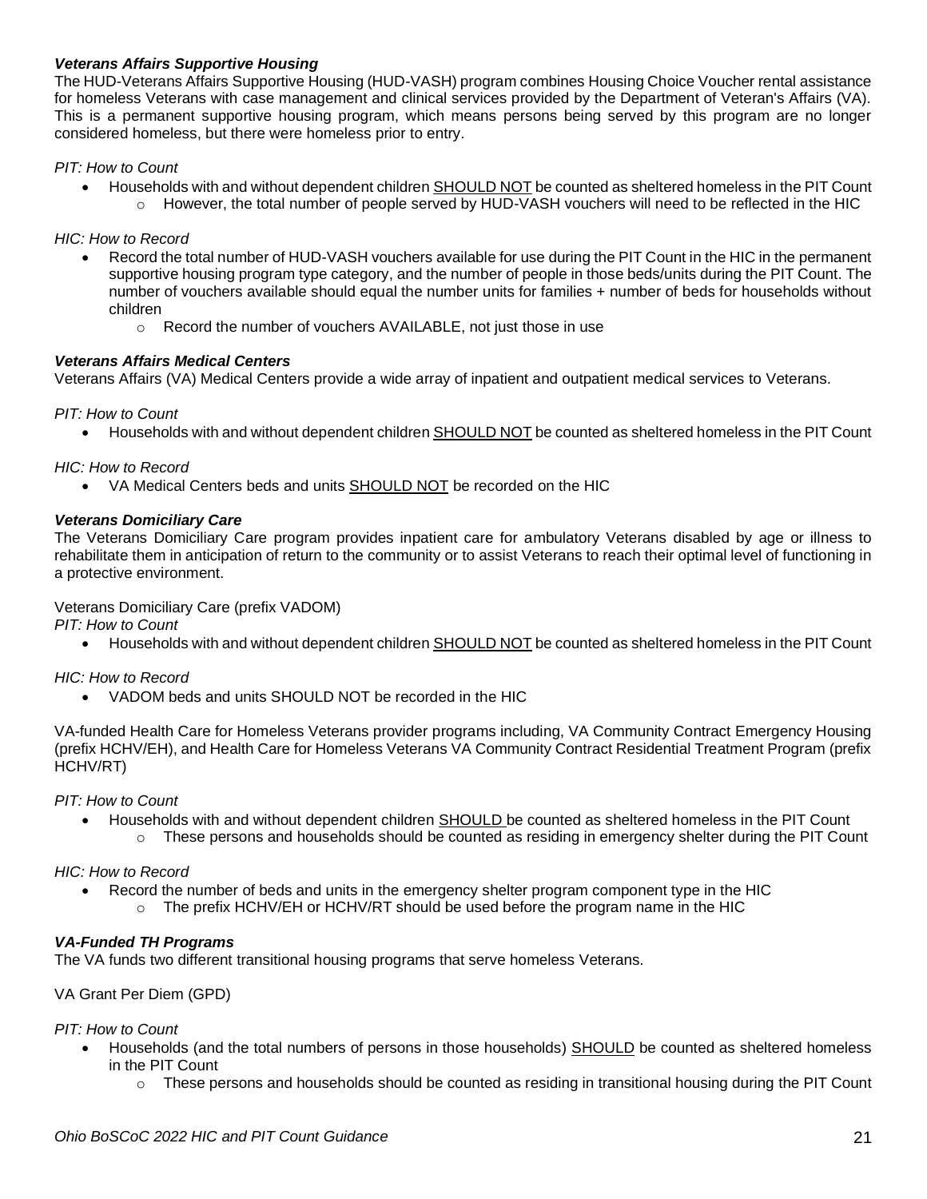***Veterans Affairs Supportive Housing***

The HUD-Veterans Affairs Supportive Housing (HUD-VASH) program combines Housing Choice Voucher rental assistance for homeless Veterans with case management and clinical services provided by the Department of Veteran's Affairs (VA). This is a permanent supportive housing program, which means persons being served by this program are no longer considered homeless, but there were homeless prior to entry.

*PIT: How to Count*

- Households with and without dependent children <u>SHOULD NOT</u> be counted as sheltered homeless in the PIT Count
  - However, the total number of people served by HUD-VASH vouchers will need to be reflected in the HIC

*HIC: How to Record*

- Record the total number of HUD-VASH vouchers available for use during the PIT Count in the HIC in the permanent supportive housing program type category, and the number of people in those beds/units during the PIT Count. The number of vouchers available should equal the number units for families + number of beds for households without children
  - Record the number of vouchers AVAILABLE, not just those in use

***Veterans Affairs Medical Centers***

Veterans Affairs (VA) Medical Centers provide a wide array of inpatient and outpatient medical services to Veterans.

*PIT: How to Count*

- Households with and without dependent children <u>SHOULD NOT</u> be counted as sheltered homeless in the PIT Count

*HIC: How to Record*

- VA Medical Centers beds and units <u>SHOULD NOT</u> be recorded on the HIC

***Veterans Domiciliary Care***

The Veterans Domiciliary Care program provides inpatient care for ambulatory Veterans disabled by age or illness to rehabilitate them in anticipation of return to the community or to assist Veterans to reach their optimal level of functioning in a protective environment.

Veterans Domiciliary Care (prefix VADOM)

*PIT: How to Count*

- Households with and without dependent children <u>SHOULD NOT</u> be counted as sheltered homeless in the PIT Count

*HIC: How to Record*

- VADOM beds and units SHOULD NOT be recorded in the HIC

VA-funded Health Care for Homeless Veterans provider programs including, VA Community Contract Emergency Housing (prefix HCHV/EH), and Health Care for Homeless Veterans VA Community Contract Residential Treatment Program (prefix HCHV/RT)

*PIT: How to Count*

- Households with and without dependent children <u>SHOULD</u> be counted as sheltered homeless in the PIT Count
  - These persons and households should be counted as residing in emergency shelter during the PIT Count

*HIC: How to Record*

- Record the number of beds and units in the emergency shelter program component type in the HIC
  - The prefix HCHV/EH or HCHV/RT should be used before the program name in the HIC

***VA-Funded TH Programs***

The VA funds two different transitional housing programs that serve homeless Veterans.

VA Grant Per Diem (GPD)

*PIT: How to Count*

- Households (and the total numbers of persons in those households) <u>SHOULD</u> be counted as sheltered homeless in the PIT Count
  - These persons and households should be counted as residing in transitional housing during the PIT Count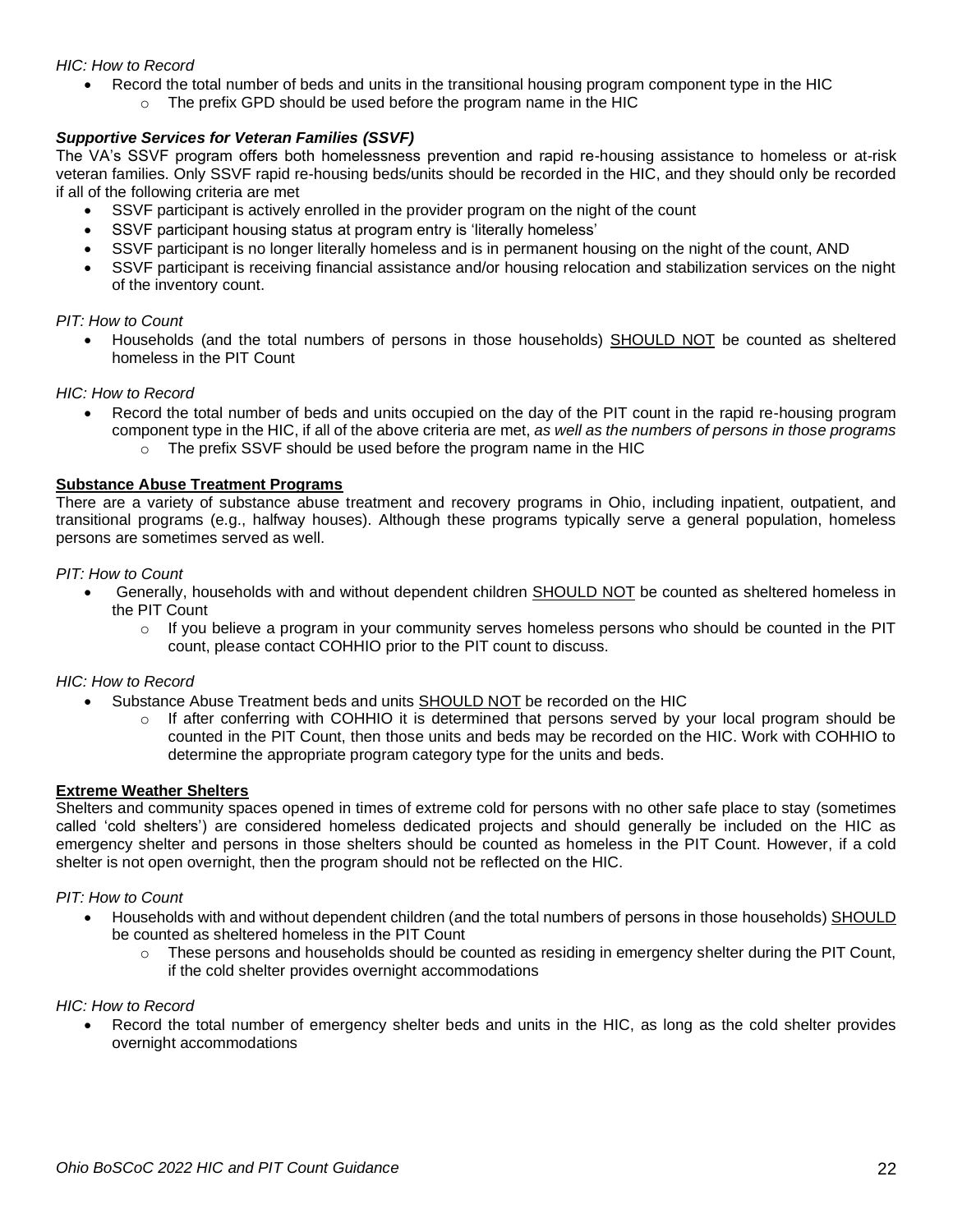*HIC: How to Record*

- Record the total number of beds and units in the transitional housing program component type in the HIC
    - The prefix GPD should be used before the program name in the HIC

***Supportive Services for Veteran Families (SSVF)***

The VA's SSVF program offers both homelessness prevention and rapid re-housing assistance to homeless or at-risk veteran families. Only SSVF rapid re-housing beds/units should be recorded in the HIC, and they should only be recorded if all of the following criteria are met

- SSVF participant is actively enrolled in the provider program on the night of the count
- SSVF participant housing status at program entry is 'literally homeless'
- SSVF participant is no longer literally homeless and is in permanent housing on the night of the count, AND
- SSVF participant is receiving financial assistance and/or housing relocation and stabilization services on the night of the inventory count.

*PIT: How to Count*

- Households (and the total numbers of persons in those households) <u>SHOULD NOT</u> be counted as sheltered homeless in the PIT Count

*HIC: How to Record*

- Record the total number of beds and units occupied on the day of the PIT count in the rapid re-housing program component type in the HIC, if all of the above criteria are met, *as well as the numbers of persons in those programs*
    - The prefix SSVF should be used before the program name in the HIC

**<u>Substance Abuse Treatment Programs</u>**

There are a variety of substance abuse treatment and recovery programs in Ohio, including inpatient, outpatient, and transitional programs (e.g., halfway houses). Although these programs typically serve a general population, homeless persons are sometimes served as well.

*PIT: How to Count*

- Generally, households with and without dependent children <u>SHOULD NOT</u> be counted as sheltered homeless in the PIT Count
    - If you believe a program in your community serves homeless persons who should be counted in the PIT count, please contact COHHIO prior to the PIT count to discuss.

*HIC: How to Record*

- Substance Abuse Treatment beds and units <u>SHOULD NOT</u> be recorded on the HIC
    - If after conferring with COHHIO it is determined that persons served by your local program should be counted in the PIT Count, then those units and beds may be recorded on the HIC. Work with COHHIO to determine the appropriate program category type for the units and beds.

**<u>Extreme Weather Shelters</u>**

Shelters and community spaces opened in times of extreme cold for persons with no other safe place to stay (sometimes called 'cold shelters') are considered homeless dedicated projects and should generally be included on the HIC as emergency shelter and persons in those shelters should be counted as homeless in the PIT Count. However, if a cold shelter is not open overnight, then the program should not be reflected on the HIC.

*PIT: How to Count*

- Households with and without dependent children (and the total numbers of persons in those households) <u>SHOULD</u> be counted as sheltered homeless in the PIT Count
    - These persons and households should be counted as residing in emergency shelter during the PIT Count, if the cold shelter provides overnight accommodations

*HIC: How to Record*

- Record the total number of emergency shelter beds and units in the HIC, as long as the cold shelter provides overnight accommodations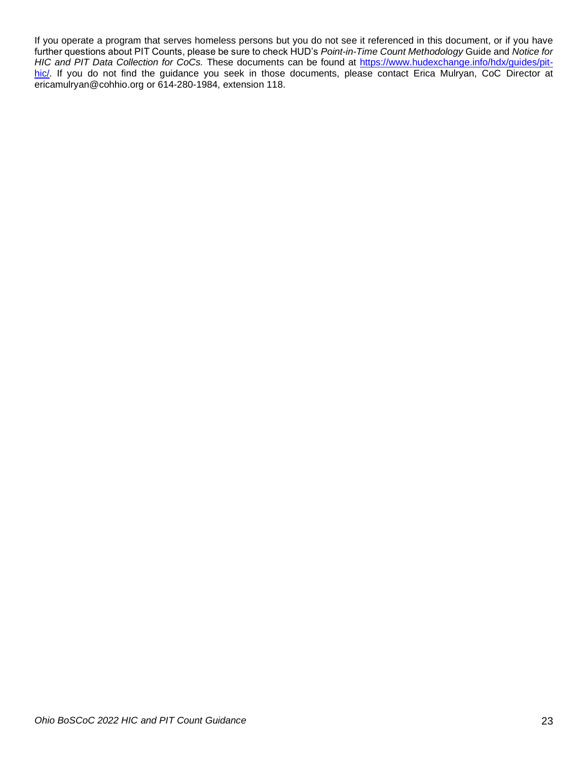If you operate a program that serves homeless persons but you do not see it referenced in this document, or if you have further questions about PIT Counts, please be sure to check HUD's *Point-in-Time Count Methodology* Guide and *Notice for HIC and PIT Data Collection for CoCs.* These documents can be found at [https://www.hudexchange.info/hdx/guides/pit-hic/](https://www.hudexchange.info/hdx/guides/pit-hic/). If you do not find the guidance you seek in those documents, please contact Erica Mulryan, CoC Director at ericamulryan@cohhio.org or 614-280-1984, extension 118.